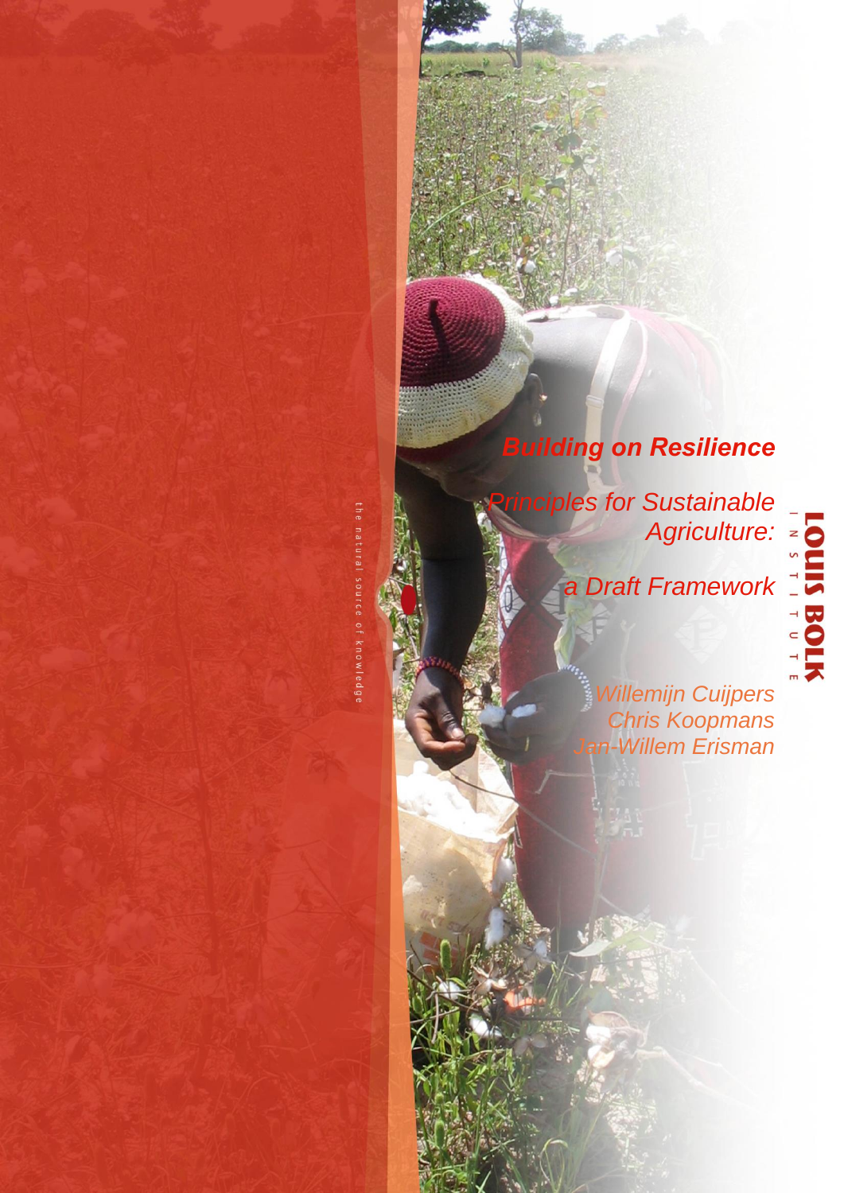# Building on Resilience

## Principles for Sustainable Agriculture: a Draft Framework

*Willemijn Cuijpers*
*Chris Koopmans*
*Jan-Willem Erisman*

the natural source of knowledge

LOUIS BOLK INSTITUTE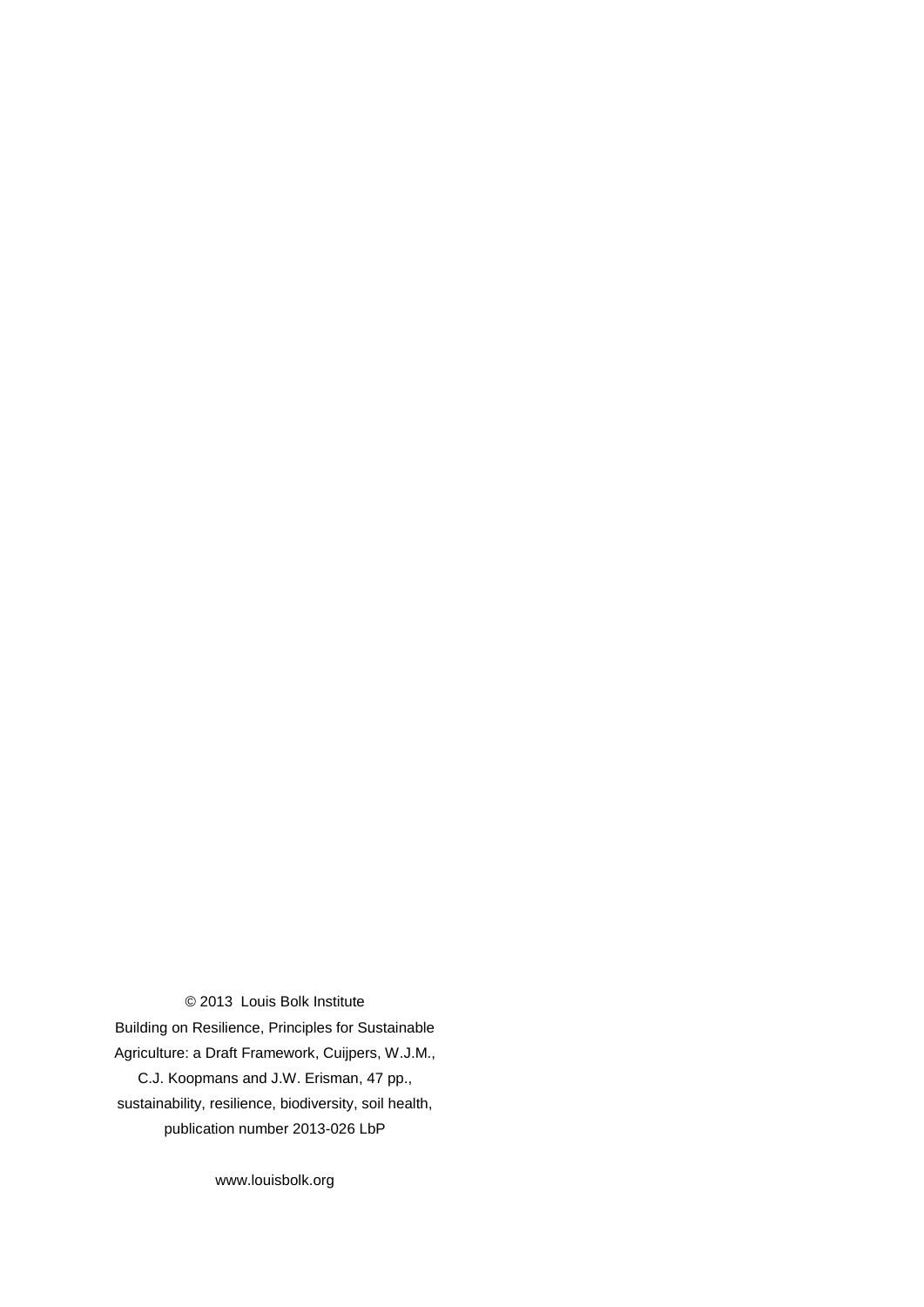© 2013 Louis Bolk Institute

Building on Resilience, Principles for Sustainable Agriculture: a Draft Framework, Cuijpers, W.J.M., C.J. Koopmans and J.W. Erisman, 47 pp., sustainability, resilience, biodiversity, soil health, publication number 2013-026 LbP

www.louisbolk.org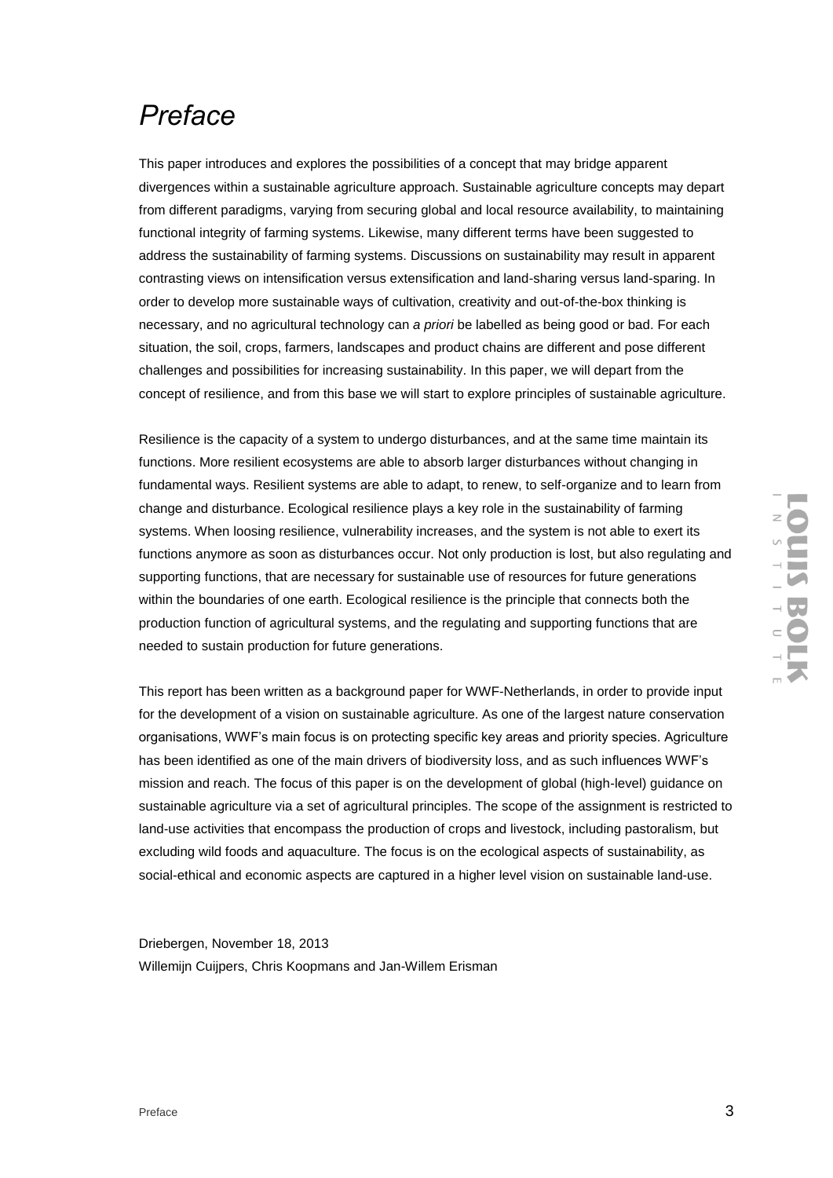# *Preface*

This paper introduces and explores the possibilities of a concept that may bridge apparent divergences within a sustainable agriculture approach. Sustainable agriculture concepts may depart from different paradigms, varying from securing global and local resource availability, to maintaining functional integrity of farming systems. Likewise, many different terms have been suggested to address the sustainability of farming systems. Discussions on sustainability may result in apparent contrasting views on intensification versus extensification and land-sharing versus land-sparing. In order to develop more sustainable ways of cultivation, creativity and out-of-the-box thinking is necessary, and no agricultural technology can *a priori* be labelled as being good or bad. For each situation, the soil, crops, farmers, landscapes and product chains are different and pose different challenges and possibilities for increasing sustainability. In this paper, we will depart from the concept of resilience, and from this base we will start to explore principles of sustainable agriculture.

Resilience is the capacity of a system to undergo disturbances, and at the same time maintain its functions. More resilient ecosystems are able to absorb larger disturbances without changing in fundamental ways. Resilient systems are able to adapt, to renew, to self-organize and to learn from change and disturbance. Ecological resilience plays a key role in the sustainability of farming systems. When loosing resilience, vulnerability increases, and the system is not able to exert its functions anymore as soon as disturbances occur. Not only production is lost, but also regulating and supporting functions, that are necessary for sustainable use of resources for future generations within the boundaries of one earth. Ecological resilience is the principle that connects both the production function of agricultural systems, and the regulating and supporting functions that are needed to sustain production for future generations.

This report has been written as a background paper for WWF-Netherlands, in order to provide input for the development of a vision on sustainable agriculture. As one of the largest nature conservation organisations, WWF's main focus is on protecting specific key areas and priority species. Agriculture has been identified as one of the main drivers of biodiversity loss, and as such influences WWF's mission and reach. The focus of this paper is on the development of global (high-level) guidance on sustainable agriculture via a set of agricultural principles. The scope of the assignment is restricted to land-use activities that encompass the production of crops and livestock, including pastoralism, but excluding wild foods and aquaculture. The focus is on the ecological aspects of sustainability, as social-ethical and economic aspects are captured in a higher level vision on sustainable land-use.

Driebergen, November 18, 2013
Willemijn Cuijpers, Chris Koopmans and Jan-Willem Erisman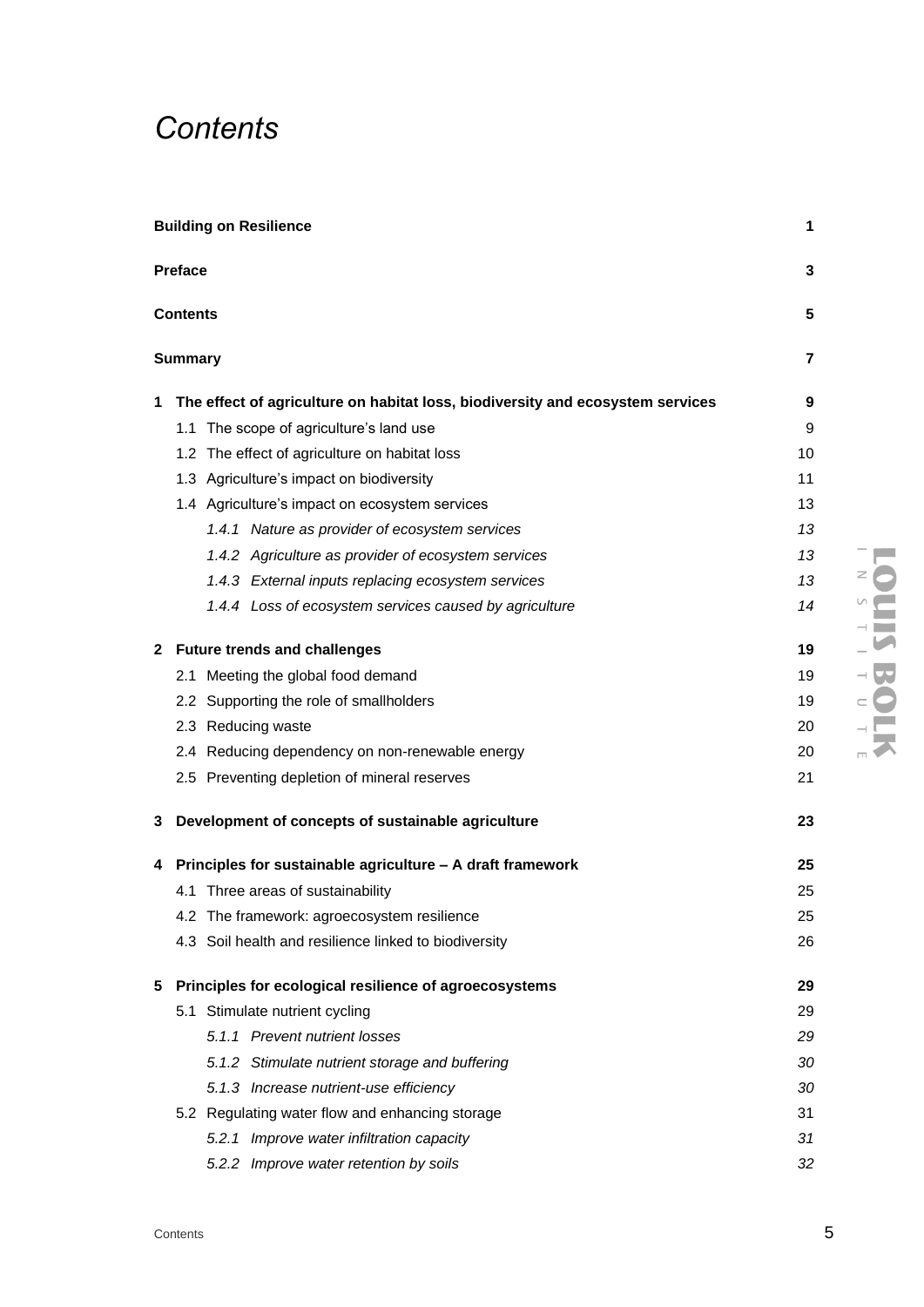# *Contents*

**Building on Resilience** **1**

**Preface** **3**

**Contents** **5**

**Summary** **7**

**1 The effect of agriculture on habitat loss, biodiversity and ecosystem services** **9**

- 1.1 The scope of agriculture's land use 9
- 1.2 The effect of agriculture on habitat loss 10
- 1.3 Agriculture's impact on biodiversity 11
- 1.4 Agriculture's impact on ecosystem services 13
  - *1.4.1 Nature as provider of ecosystem services 13*
  - *1.4.2 Agriculture as provider of ecosystem services 13*
  - *1.4.3 External inputs replacing ecosystem services 13*
  - *1.4.4 Loss of ecosystem services caused by agriculture 14*

**2 Future trends and challenges** **19**

- 2.1 Meeting the global food demand 19
- 2.2 Supporting the role of smallholders 19
- 2.3 Reducing waste 20
- 2.4 Reducing dependency on non-renewable energy 20
- 2.5 Preventing depletion of mineral reserves 21

**3 Development of concepts of sustainable agriculture** **23**

**4 Principles for sustainable agriculture – A draft framework** **25**

- 4.1 Three areas of sustainability 25
- 4.2 The framework: agroecosystem resilience 25
- 4.3 Soil health and resilience linked to biodiversity 26

**5 Principles for ecological resilience of agroecosystems** **29**

- 5.1 Stimulate nutrient cycling 29
  - *5.1.1 Prevent nutrient losses 29*
  - *5.1.2 Stimulate nutrient storage and buffering 30*
  - *5.1.3 Increase nutrient-use efficiency 30*
- 5.2 Regulating water flow and enhancing storage 31
  - *5.2.1 Improve water infiltration capacity 31*
  - *5.2.2 Improve water retention by soils 32*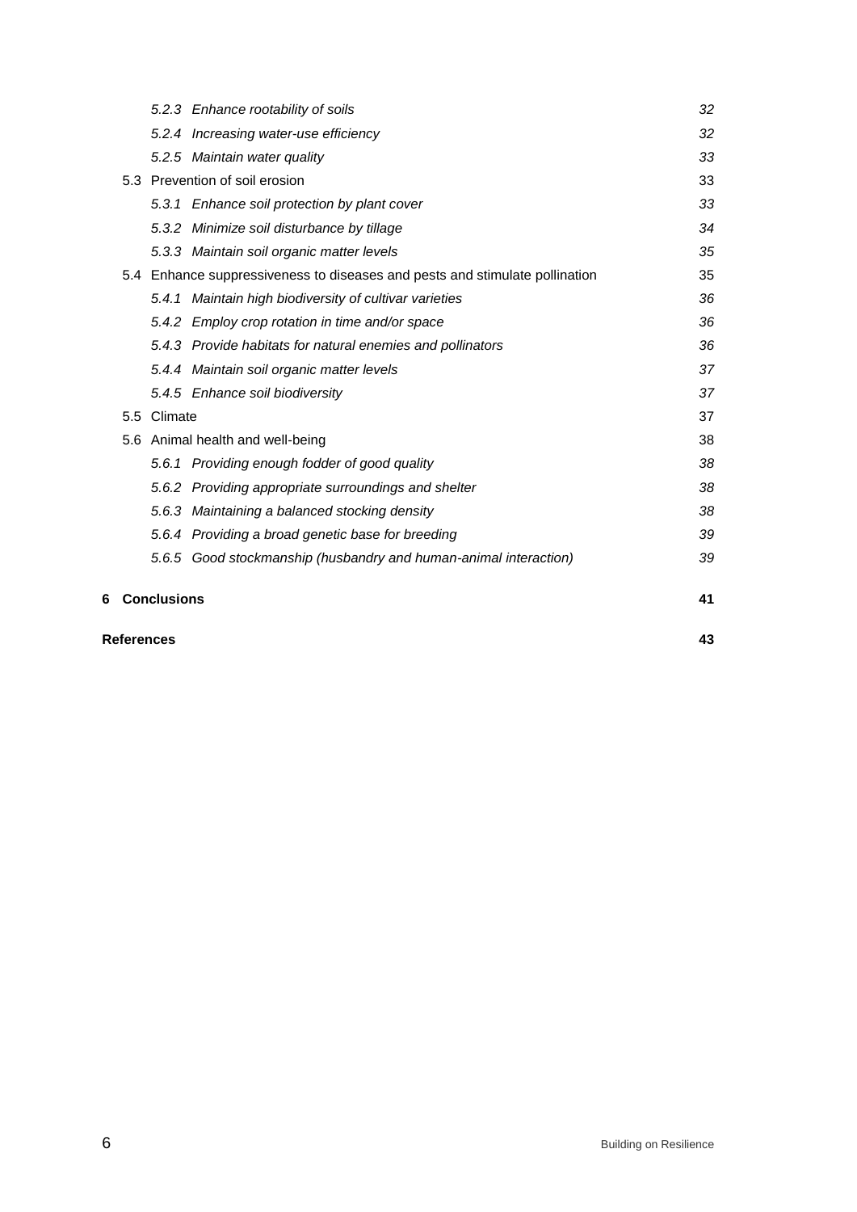- *5.2.3 Enhance rootability of soils* — *32*
- *5.2.4 Increasing water-use efficiency* — *32*
- *5.2.5 Maintain water quality* — *33*
- 5.3 Prevention of soil erosion — 33
  - *5.3.1 Enhance soil protection by plant cover* — *33*
  - *5.3.2 Minimize soil disturbance by tillage* — *34*
  - *5.3.3 Maintain soil organic matter levels* — *35*
- 5.4 Enhance suppressiveness to diseases and pests and stimulate pollination — 35
  - *5.4.1 Maintain high biodiversity of cultivar varieties* — *36*
  - *5.4.2 Employ crop rotation in time and/or space* — *36*
  - *5.4.3 Provide habitats for natural enemies and pollinators* — *36*
  - *5.4.4 Maintain soil organic matter levels* — *37*
  - *5.4.5 Enhance soil biodiversity* — *37*
- 5.5 Climate — 37
- 5.6 Animal health and well-being — 38
  - *5.6.1 Providing enough fodder of good quality* — *38*
  - *5.6.2 Providing appropriate surroundings and shelter* — *38*
  - *5.6.3 Maintaining a balanced stocking density* — *38*
  - *5.6.4 Providing a broad genetic base for breeding* — *39*
  - *5.6.5 Good stockmanship (husbandry and human-animal interaction)* — *39*

**6 Conclusions** — **41**

**References** — **43**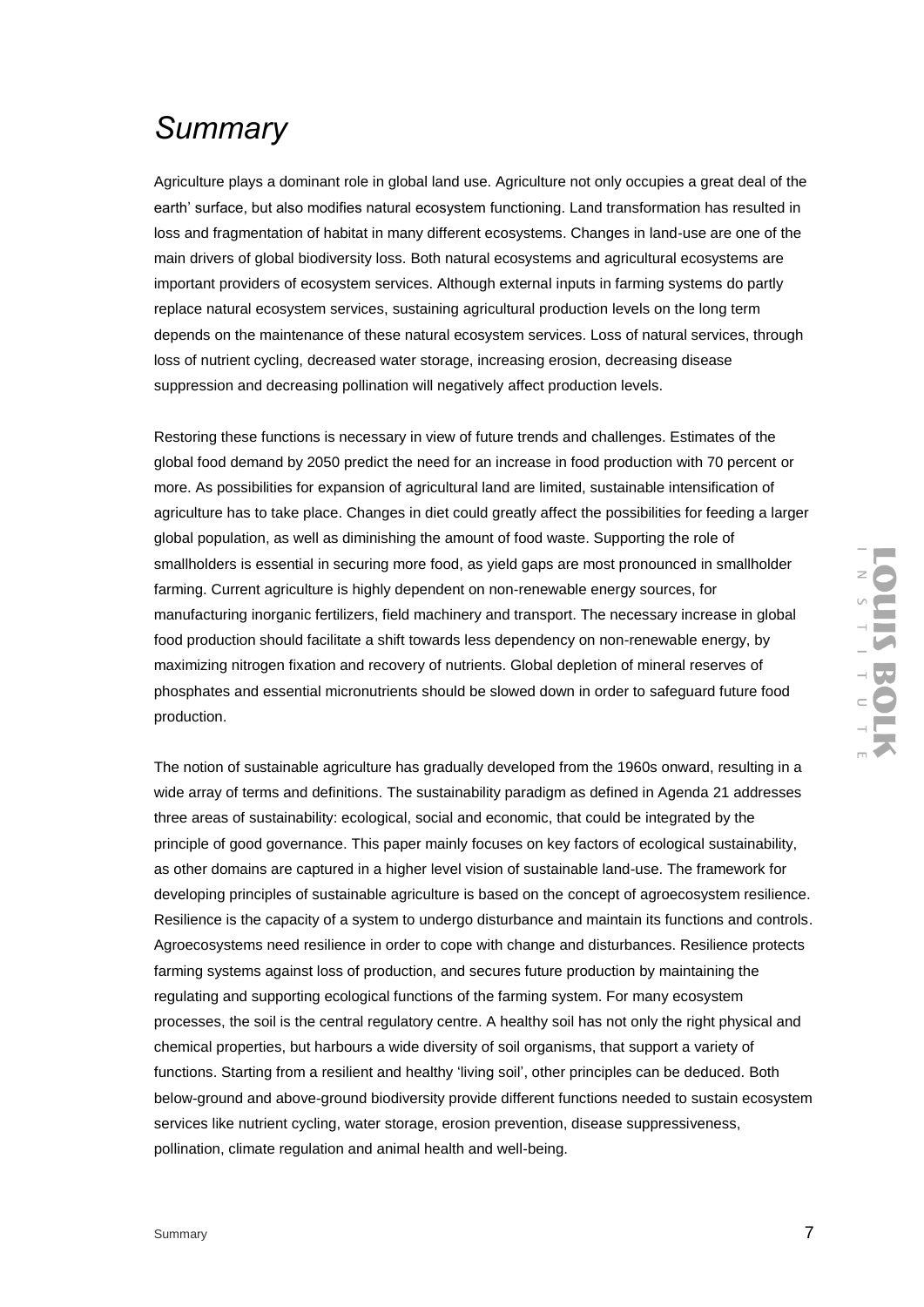# *Summary*

Agriculture plays a dominant role in global land use. Agriculture not only occupies a great deal of the earth' surface, but also modifies natural ecosystem functioning. Land transformation has resulted in loss and fragmentation of habitat in many different ecosystems. Changes in land-use are one of the main drivers of global biodiversity loss. Both natural ecosystems and agricultural ecosystems are important providers of ecosystem services. Although external inputs in farming systems do partly replace natural ecosystem services, sustaining agricultural production levels on the long term depends on the maintenance of these natural ecosystem services. Loss of natural services, through loss of nutrient cycling, decreased water storage, increasing erosion, decreasing disease suppression and decreasing pollination will negatively affect production levels.

Restoring these functions is necessary in view of future trends and challenges. Estimates of the global food demand by 2050 predict the need for an increase in food production with 70 percent or more. As possibilities for expansion of agricultural land are limited, sustainable intensification of agriculture has to take place. Changes in diet could greatly affect the possibilities for feeding a larger global population, as well as diminishing the amount of food waste. Supporting the role of smallholders is essential in securing more food, as yield gaps are most pronounced in smallholder farming. Current agriculture is highly dependent on non-renewable energy sources, for manufacturing inorganic fertilizers, field machinery and transport. The necessary increase in global food production should facilitate a shift towards less dependency on non-renewable energy, by maximizing nitrogen fixation and recovery of nutrients. Global depletion of mineral reserves of phosphates and essential micronutrients should be slowed down in order to safeguard future food production.

The notion of sustainable agriculture has gradually developed from the 1960s onward, resulting in a wide array of terms and definitions. The sustainability paradigm as defined in Agenda 21 addresses three areas of sustainability: ecological, social and economic, that could be integrated by the principle of good governance. This paper mainly focuses on key factors of ecological sustainability, as other domains are captured in a higher level vision of sustainable land-use. The framework for developing principles of sustainable agriculture is based on the concept of agroecosystem resilience. Resilience is the capacity of a system to undergo disturbance and maintain its functions and controls. Agroecosystems need resilience in order to cope with change and disturbances. Resilience protects farming systems against loss of production, and secures future production by maintaining the regulating and supporting ecological functions of the farming system. For many ecosystem processes, the soil is the central regulatory centre. A healthy soil has not only the right physical and chemical properties, but harbours a wide diversity of soil organisms, that support a variety of functions. Starting from a resilient and healthy 'living soil', other principles can be deduced. Both below-ground and above-ground biodiversity provide different functions needed to sustain ecosystem services like nutrient cycling, water storage, erosion prevention, disease suppressiveness, pollination, climate regulation and animal health and well-being.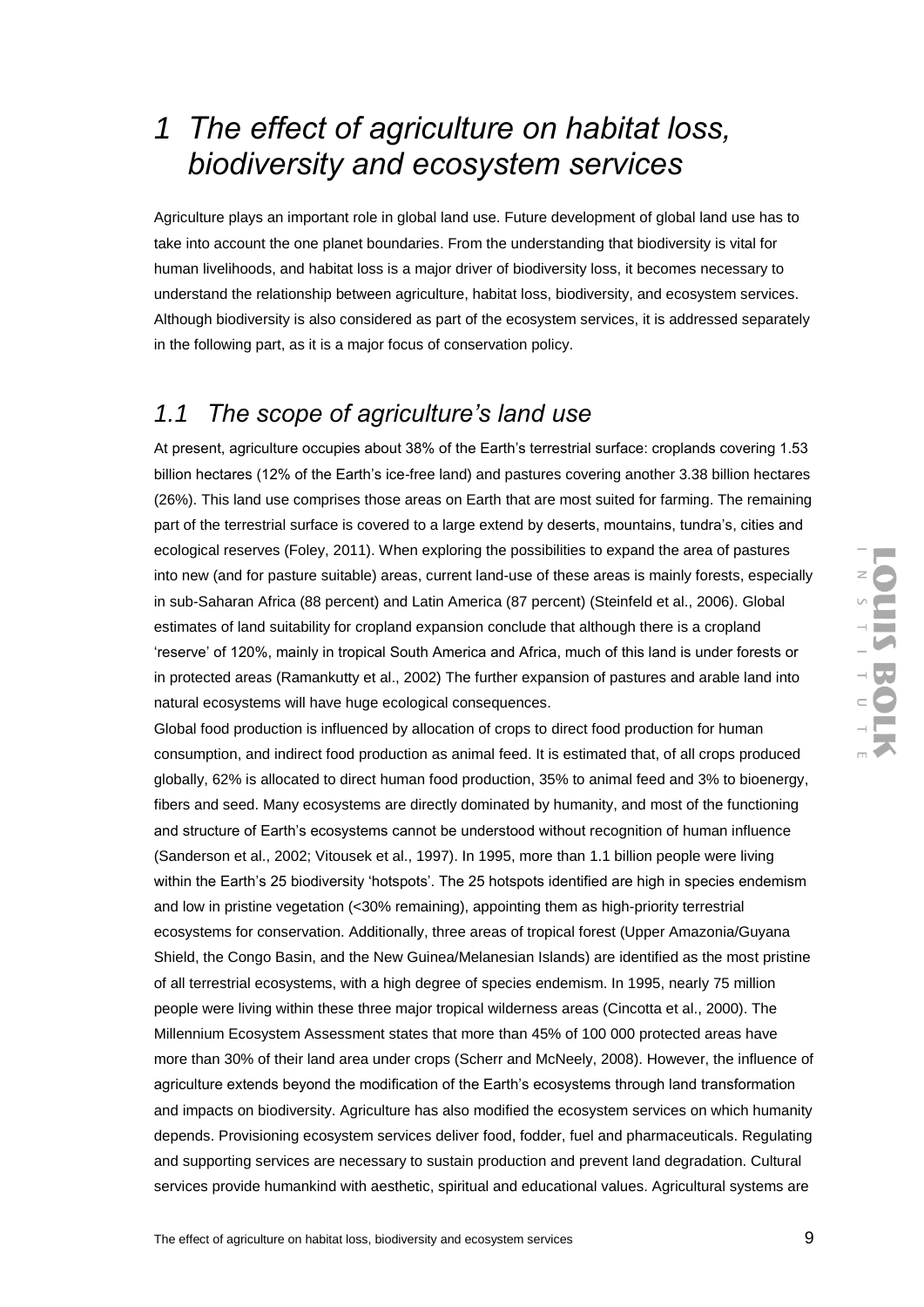# 1 The effect of agriculture on habitat loss, biodiversity and ecosystem services

Agriculture plays an important role in global land use. Future development of global land use has to take into account the one planet boundaries. From the understanding that biodiversity is vital for human livelihoods, and habitat loss is a major driver of biodiversity loss, it becomes necessary to understand the relationship between agriculture, habitat loss, biodiversity, and ecosystem services. Although biodiversity is also considered as part of the ecosystem services, it is addressed separately in the following part, as it is a major focus of conservation policy.

## 1.1 The scope of agriculture's land use

At present, agriculture occupies about 38% of the Earth's terrestrial surface: croplands covering 1.53 billion hectares (12% of the Earth's ice-free land) and pastures covering another 3.38 billion hectares (26%). This land use comprises those areas on Earth that are most suited for farming. The remaining part of the terrestrial surface is covered to a large extend by deserts, mountains, tundra's, cities and ecological reserves (Foley, 2011). When exploring the possibilities to expand the area of pastures into new (and for pasture suitable) areas, current land-use of these areas is mainly forests, especially in sub-Saharan Africa (88 percent) and Latin America (87 percent) (Steinfeld et al., 2006). Global estimates of land suitability for cropland expansion conclude that although there is a cropland 'reserve' of 120%, mainly in tropical South America and Africa, much of this land is under forests or in protected areas (Ramankutty et al., 2002) The further expansion of pastures and arable land into natural ecosystems will have huge ecological consequences.

Global food production is influenced by allocation of crops to direct food production for human consumption, and indirect food production as animal feed. It is estimated that, of all crops produced globally, 62% is allocated to direct human food production, 35% to animal feed and 3% to bioenergy, fibers and seed. Many ecosystems are directly dominated by humanity, and most of the functioning and structure of Earth's ecosystems cannot be understood without recognition of human influence (Sanderson et al., 2002; Vitousek et al., 1997). In 1995, more than 1.1 billion people were living within the Earth's 25 biodiversity 'hotspots'. The 25 hotspots identified are high in species endemism and low in pristine vegetation (<30% remaining), appointing them as high-priority terrestrial ecosystems for conservation. Additionally, three areas of tropical forest (Upper Amazonia/Guyana Shield, the Congo Basin, and the New Guinea/Melanesian Islands) are identified as the most pristine of all terrestrial ecosystems, with a high degree of species endemism. In 1995, nearly 75 million people were living within these three major tropical wilderness areas (Cincotta et al., 2000). The Millennium Ecosystem Assessment states that more than 45% of 100 000 protected areas have more than 30% of their land area under crops (Scherr and McNeely, 2008). However, the influence of agriculture extends beyond the modification of the Earth's ecosystems through land transformation and impacts on biodiversity. Agriculture has also modified the ecosystem services on which humanity depends. Provisioning ecosystem services deliver food, fodder, fuel and pharmaceuticals. Regulating and supporting services are necessary to sustain production and prevent land degradation. Cultural services provide humankind with aesthetic, spiritual and educational values. Agricultural systems are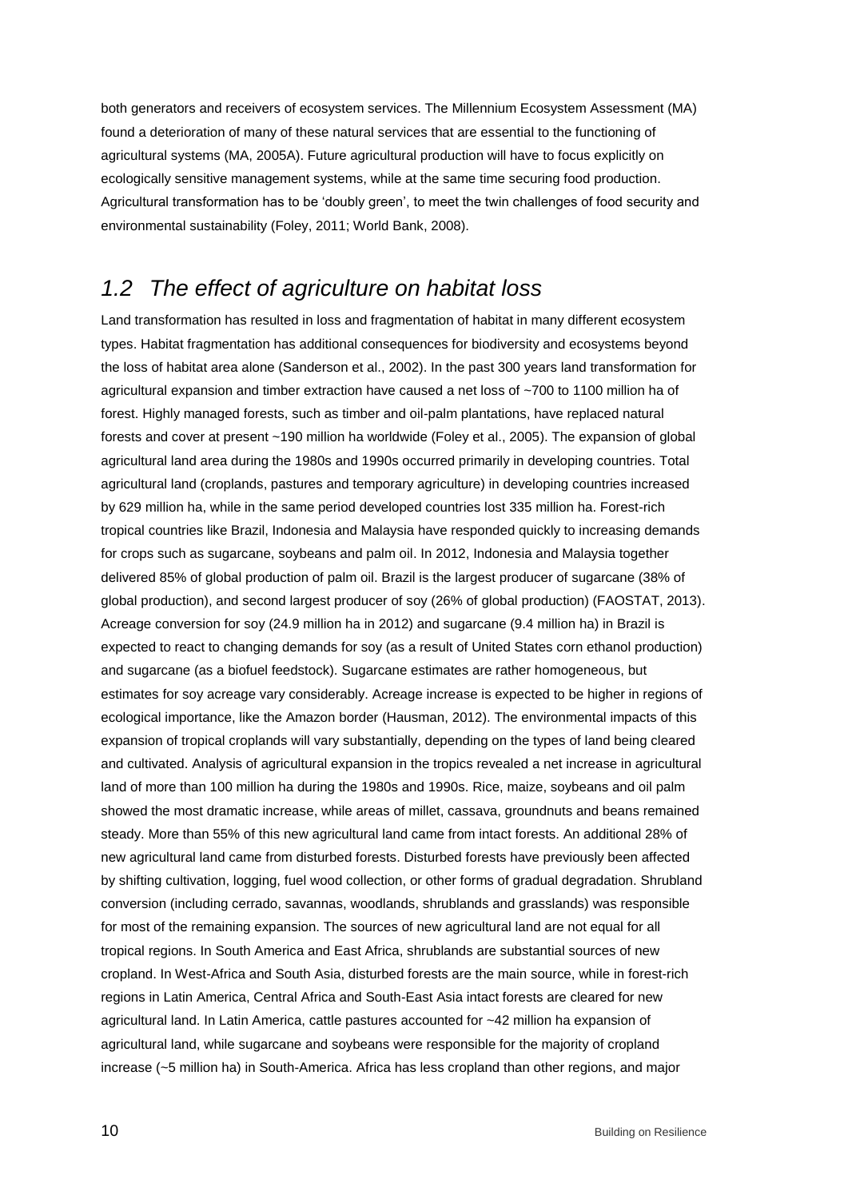both generators and receivers of ecosystem services. The Millennium Ecosystem Assessment (MA) found a deterioration of many of these natural services that are essential to the functioning of agricultural systems (MA, 2005A). Future agricultural production will have to focus explicitly on ecologically sensitive management systems, while at the same time securing food production. Agricultural transformation has to be 'doubly green', to meet the twin challenges of food security and environmental sustainability (Foley, 2011; World Bank, 2008).

## *1.2 The effect of agriculture on habitat loss*

Land transformation has resulted in loss and fragmentation of habitat in many different ecosystem types. Habitat fragmentation has additional consequences for biodiversity and ecosystems beyond the loss of habitat area alone (Sanderson et al., 2002). In the past 300 years land transformation for agricultural expansion and timber extraction have caused a net loss of ~700 to 1100 million ha of forest. Highly managed forests, such as timber and oil-palm plantations, have replaced natural forests and cover at present ~190 million ha worldwide (Foley et al., 2005). The expansion of global agricultural land area during the 1980s and 1990s occurred primarily in developing countries. Total agricultural land (croplands, pastures and temporary agriculture) in developing countries increased by 629 million ha, while in the same period developed countries lost 335 million ha. Forest-rich tropical countries like Brazil, Indonesia and Malaysia have responded quickly to increasing demands for crops such as sugarcane, soybeans and palm oil. In 2012, Indonesia and Malaysia together delivered 85% of global production of palm oil. Brazil is the largest producer of sugarcane (38% of global production), and second largest producer of soy (26% of global production) (FAOSTAT, 2013). Acreage conversion for soy (24.9 million ha in 2012) and sugarcane (9.4 million ha) in Brazil is expected to react to changing demands for soy (as a result of United States corn ethanol production) and sugarcane (as a biofuel feedstock). Sugarcane estimates are rather homogeneous, but estimates for soy acreage vary considerably. Acreage increase is expected to be higher in regions of ecological importance, like the Amazon border (Hausman, 2012). The environmental impacts of this expansion of tropical croplands will vary substantially, depending on the types of land being cleared and cultivated. Analysis of agricultural expansion in the tropics revealed a net increase in agricultural land of more than 100 million ha during the 1980s and 1990s. Rice, maize, soybeans and oil palm showed the most dramatic increase, while areas of millet, cassava, groundnuts and beans remained steady. More than 55% of this new agricultural land came from intact forests. An additional 28% of new agricultural land came from disturbed forests. Disturbed forests have previously been affected by shifting cultivation, logging, fuel wood collection, or other forms of gradual degradation. Shrubland conversion (including cerrado, savannas, woodlands, shrublands and grasslands) was responsible for most of the remaining expansion. The sources of new agricultural land are not equal for all tropical regions. In South America and East Africa, shrublands are substantial sources of new cropland. In West-Africa and South Asia, disturbed forests are the main source, while in forest-rich regions in Latin America, Central Africa and South-East Asia intact forests are cleared for new agricultural land. In Latin America, cattle pastures accounted for ~42 million ha expansion of agricultural land, while sugarcane and soybeans were responsible for the majority of cropland increase (~5 million ha) in South-America. Africa has less cropland than other regions, and major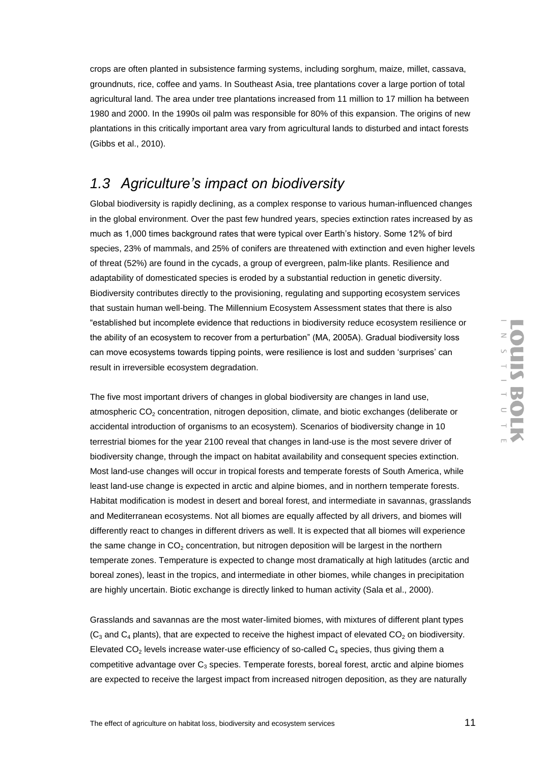crops are often planted in subsistence farming systems, including sorghum, maize, millet, cassava, groundnuts, rice, coffee and yams. In Southeast Asia, tree plantations cover a large portion of total agricultural land. The area under tree plantations increased from 11 million to 17 million ha between 1980 and 2000. In the 1990s oil palm was responsible for 80% of this expansion. The origins of new plantations in this critically important area vary from agricultural lands to disturbed and intact forests (Gibbs et al., 2010).

## *1.3 Agriculture's impact on biodiversity*

Global biodiversity is rapidly declining, as a complex response to various human-influenced changes in the global environment. Over the past few hundred years, species extinction rates increased by as much as 1,000 times background rates that were typical over Earth's history. Some 12% of bird species, 23% of mammals, and 25% of conifers are threatened with extinction and even higher levels of threat (52%) are found in the cycads, a group of evergreen, palm-like plants. Resilience and adaptability of domesticated species is eroded by a substantial reduction in genetic diversity. Biodiversity contributes directly to the provisioning, regulating and supporting ecosystem services that sustain human well-being. The Millennium Ecosystem Assessment states that there is also "established but incomplete evidence that reductions in biodiversity reduce ecosystem resilience or the ability of an ecosystem to recover from a perturbation" (MA, 2005A). Gradual biodiversity loss can move ecosystems towards tipping points, were resilience is lost and sudden 'surprises' can result in irreversible ecosystem degradation.

The five most important drivers of changes in global biodiversity are changes in land use, atmospheric $CO_2$ concentration, nitrogen deposition, climate, and biotic exchanges (deliberate or accidental introduction of organisms to an ecosystem). Scenarios of biodiversity change in 10 terrestrial biomes for the year 2100 reveal that changes in land-use is the most severe driver of biodiversity change, through the impact on habitat availability and consequent species extinction. Most land-use changes will occur in tropical forests and temperate forests of South America, while least land-use change is expected in arctic and alpine biomes, and in northern temperate forests. Habitat modification is modest in desert and boreal forest, and intermediate in savannas, grasslands and Mediterranean ecosystems. Not all biomes are equally affected by all drivers, and biomes will differently react to changes in different drivers as well. It is expected that all biomes will experience the same change in $CO_2$ concentration, but nitrogen deposition will be largest in the northern temperate zones. Temperature is expected to change most dramatically at high latitudes (arctic and boreal zones), least in the tropics, and intermediate in other biomes, while changes in precipitation are highly uncertain. Biotic exchange is directly linked to human activity (Sala et al., 2000).

Grasslands and savannas are the most water-limited biomes, with mixtures of different plant types ($C_3$ and $C_4$ plants), that are expected to receive the highest impact of elevated $CO_2$ on biodiversity. Elevated $CO_2$ levels increase water-use efficiency of so-called $C_4$ species, thus giving them a competitive advantage over $C_3$ species. Temperate forests, boreal forest, arctic and alpine biomes are expected to receive the largest impact from increased nitrogen deposition, as they are naturally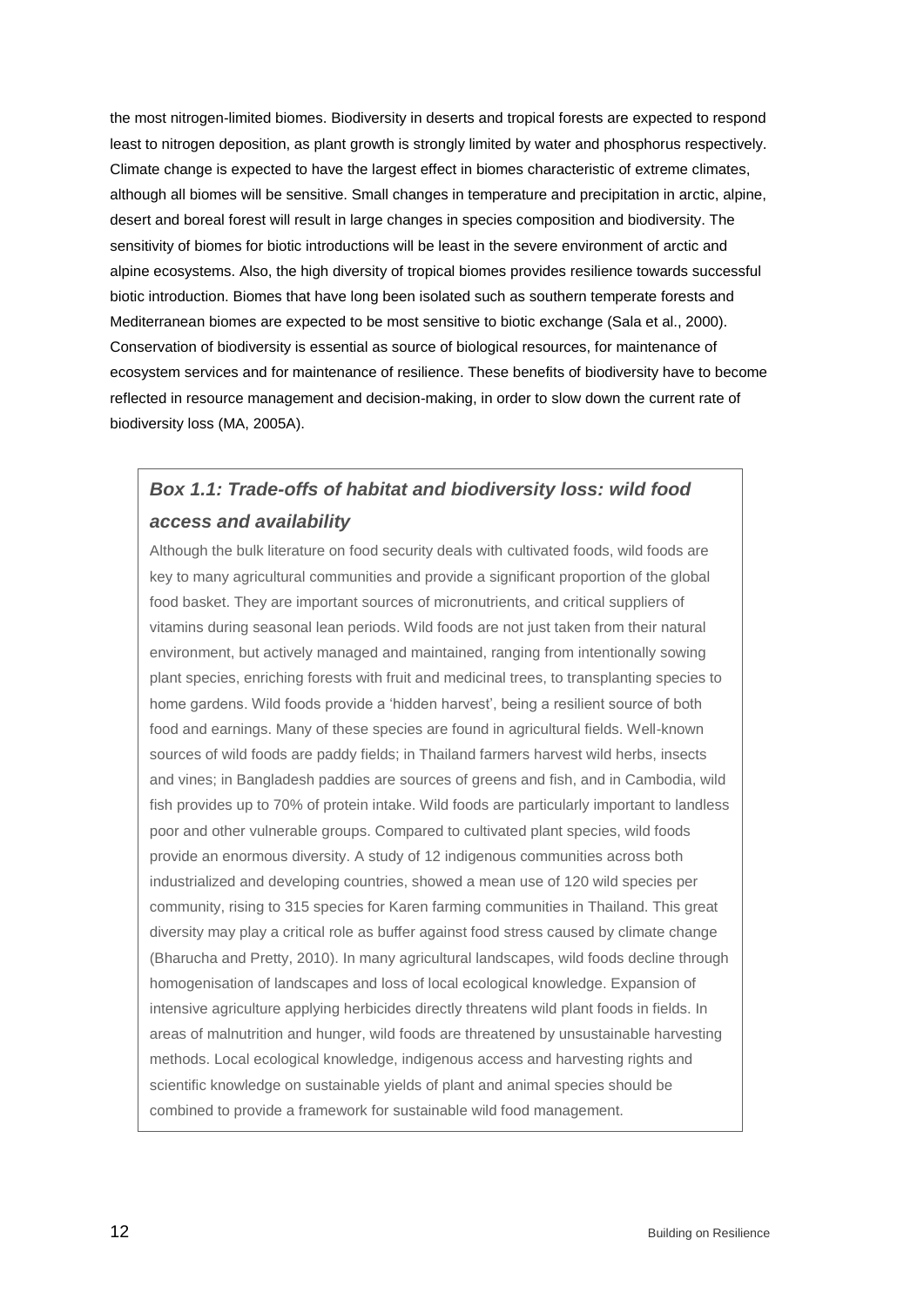the most nitrogen-limited biomes. Biodiversity in deserts and tropical forests are expected to respond least to nitrogen deposition, as plant growth is strongly limited by water and phosphorus respectively. Climate change is expected to have the largest effect in biomes characteristic of extreme climates, although all biomes will be sensitive. Small changes in temperature and precipitation in arctic, alpine, desert and boreal forest will result in large changes in species composition and biodiversity. The sensitivity of biomes for biotic introductions will be least in the severe environment of arctic and alpine ecosystems. Also, the high diversity of tropical biomes provides resilience towards successful biotic introduction. Biomes that have long been isolated such as southern temperate forests and Mediterranean biomes are expected to be most sensitive to biotic exchange (Sala et al., 2000). Conservation of biodiversity is essential as source of biological resources, for maintenance of ecosystem services and for maintenance of resilience. These benefits of biodiversity have to become reflected in resource management and decision-making, in order to slow down the current rate of biodiversity loss (MA, 2005A).

### *Box 1.1: Trade-offs of habitat and biodiversity loss: wild food access and availability*

Although the bulk literature on food security deals with cultivated foods, wild foods are key to many agricultural communities and provide a significant proportion of the global food basket. They are important sources of micronutrients, and critical suppliers of vitamins during seasonal lean periods. Wild foods are not just taken from their natural environment, but actively managed and maintained, ranging from intentionally sowing plant species, enriching forests with fruit and medicinal trees, to transplanting species to home gardens. Wild foods provide a 'hidden harvest', being a resilient source of both food and earnings. Many of these species are found in agricultural fields. Well-known sources of wild foods are paddy fields; in Thailand farmers harvest wild herbs, insects and vines; in Bangladesh paddies are sources of greens and fish, and in Cambodia, wild fish provides up to 70% of protein intake. Wild foods are particularly important to landless poor and other vulnerable groups. Compared to cultivated plant species, wild foods provide an enormous diversity. A study of 12 indigenous communities across both industrialized and developing countries, showed a mean use of 120 wild species per community, rising to 315 species for Karen farming communities in Thailand. This great diversity may play a critical role as buffer against food stress caused by climate change (Bharucha and Pretty, 2010). In many agricultural landscapes, wild foods decline through homogenisation of landscapes and loss of local ecological knowledge. Expansion of intensive agriculture applying herbicides directly threatens wild plant foods in fields. In areas of malnutrition and hunger, wild foods are threatened by unsustainable harvesting methods. Local ecological knowledge, indigenous access and harvesting rights and scientific knowledge on sustainable yields of plant and animal species should be combined to provide a framework for sustainable wild food management.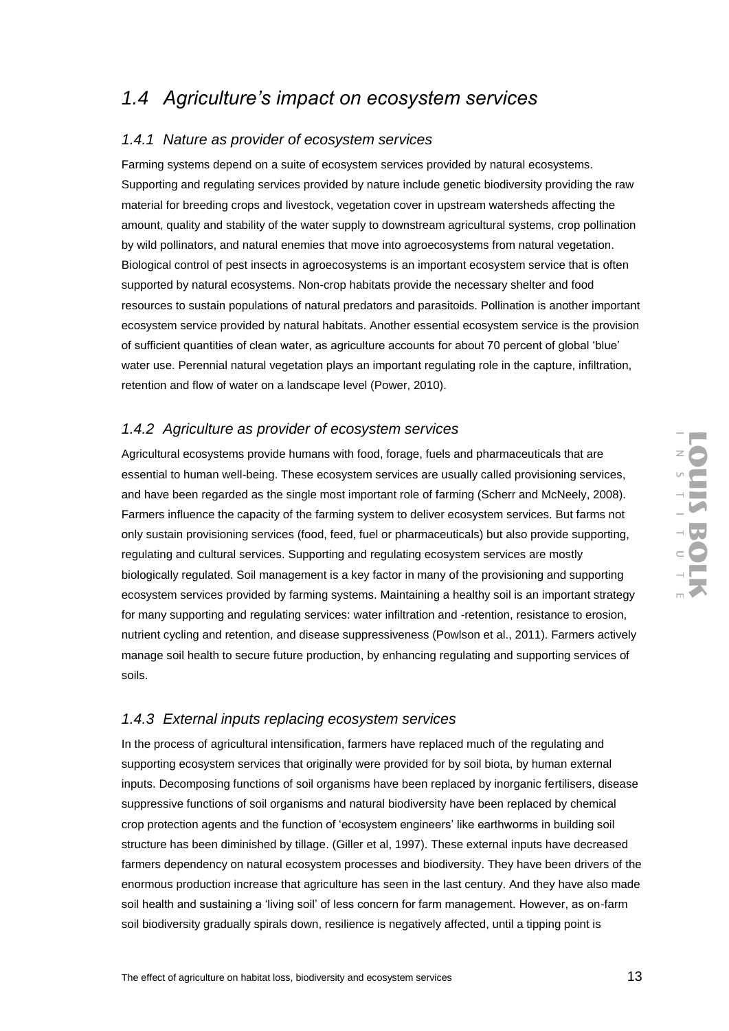## *1.4 Agriculture's impact on ecosystem services*

### *1.4.1 Nature as provider of ecosystem services*

Farming systems depend on a suite of ecosystem services provided by natural ecosystems. Supporting and regulating services provided by nature include genetic biodiversity providing the raw material for breeding crops and livestock, vegetation cover in upstream watersheds affecting the amount, quality and stability of the water supply to downstream agricultural systems, crop pollination by wild pollinators, and natural enemies that move into agroecosystems from natural vegetation. Biological control of pest insects in agroecosystems is an important ecosystem service that is often supported by natural ecosystems. Non-crop habitats provide the necessary shelter and food resources to sustain populations of natural predators and parasitoids. Pollination is another important ecosystem service provided by natural habitats. Another essential ecosystem service is the provision of sufficient quantities of clean water, as agriculture accounts for about 70 percent of global 'blue' water use. Perennial natural vegetation plays an important regulating role in the capture, infiltration, retention and flow of water on a landscape level (Power, 2010).

### *1.4.2 Agriculture as provider of ecosystem services*

Agricultural ecosystems provide humans with food, forage, fuels and pharmaceuticals that are essential to human well-being. These ecosystem services are usually called provisioning services, and have been regarded as the single most important role of farming (Scherr and McNeely, 2008). Farmers influence the capacity of the farming system to deliver ecosystem services. But farms not only sustain provisioning services (food, feed, fuel or pharmaceuticals) but also provide supporting, regulating and cultural services. Supporting and regulating ecosystem services are mostly biologically regulated. Soil management is a key factor in many of the provisioning and supporting ecosystem services provided by farming systems. Maintaining a healthy soil is an important strategy for many supporting and regulating services: water infiltration and -retention, resistance to erosion, nutrient cycling and retention, and disease suppressiveness (Powlson et al., 2011). Farmers actively manage soil health to secure future production, by enhancing regulating and supporting services of soils.

### *1.4.3 External inputs replacing ecosystem services*

In the process of agricultural intensification, farmers have replaced much of the regulating and supporting ecosystem services that originally were provided for by soil biota, by human external inputs. Decomposing functions of soil organisms have been replaced by inorganic fertilisers, disease suppressive functions of soil organisms and natural biodiversity have been replaced by chemical crop protection agents and the function of 'ecosystem engineers' like earthworms in building soil structure has been diminished by tillage. (Giller et al, 1997). These external inputs have decreased farmers dependency on natural ecosystem processes and biodiversity. They have been drivers of the enormous production increase that agriculture has seen in the last century. And they have also made soil health and sustaining a 'living soil' of less concern for farm management. However, as on-farm soil biodiversity gradually spirals down, resilience is negatively affected, until a tipping point is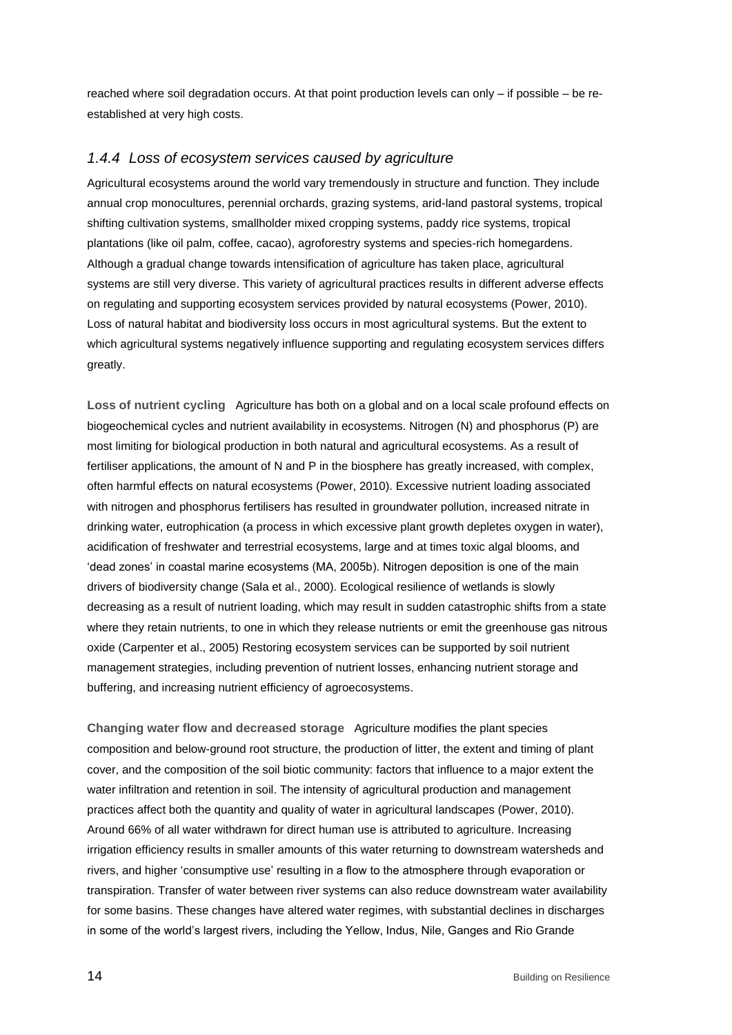reached where soil degradation occurs. At that point production levels can only – if possible – be re-established at very high costs.

### *1.4.4 Loss of ecosystem services caused by agriculture*

Agricultural ecosystems around the world vary tremendously in structure and function. They include annual crop monocultures, perennial orchards, grazing systems, arid-land pastoral systems, tropical shifting cultivation systems, smallholder mixed cropping systems, paddy rice systems, tropical plantations (like oil palm, coffee, cacao), agroforestry systems and species-rich homegardens. Although a gradual change towards intensification of agriculture has taken place, agricultural systems are still very diverse. This variety of agricultural practices results in different adverse effects on regulating and supporting ecosystem services provided by natural ecosystems (Power, 2010). Loss of natural habitat and biodiversity loss occurs in most agricultural systems. But the extent to which agricultural systems negatively influence supporting and regulating ecosystem services differs greatly.

**Loss of nutrient cycling** Agriculture has both on a global and on a local scale profound effects on biogeochemical cycles and nutrient availability in ecosystems. Nitrogen (N) and phosphorus (P) are most limiting for biological production in both natural and agricultural ecosystems. As a result of fertiliser applications, the amount of N and P in the biosphere has greatly increased, with complex, often harmful effects on natural ecosystems (Power, 2010). Excessive nutrient loading associated with nitrogen and phosphorus fertilisers has resulted in groundwater pollution, increased nitrate in drinking water, eutrophication (a process in which excessive plant growth depletes oxygen in water), acidification of freshwater and terrestrial ecosystems, large and at times toxic algal blooms, and 'dead zones' in coastal marine ecosystems (MA, 2005b). Nitrogen deposition is one of the main drivers of biodiversity change (Sala et al., 2000). Ecological resilience of wetlands is slowly decreasing as a result of nutrient loading, which may result in sudden catastrophic shifts from a state where they retain nutrients, to one in which they release nutrients or emit the greenhouse gas nitrous oxide (Carpenter et al., 2005) Restoring ecosystem services can be supported by soil nutrient management strategies, including prevention of nutrient losses, enhancing nutrient storage and buffering, and increasing nutrient efficiency of agroecosystems.

**Changing water flow and decreased storage** Agriculture modifies the plant species composition and below-ground root structure, the production of litter, the extent and timing of plant cover, and the composition of the soil biotic community: factors that influence to a major extent the water infiltration and retention in soil. The intensity of agricultural production and management practices affect both the quantity and quality of water in agricultural landscapes (Power, 2010). Around 66% of all water withdrawn for direct human use is attributed to agriculture. Increasing irrigation efficiency results in smaller amounts of this water returning to downstream watersheds and rivers, and higher 'consumptive use' resulting in a flow to the atmosphere through evaporation or transpiration. Transfer of water between river systems can also reduce downstream water availability for some basins. These changes have altered water regimes, with substantial declines in discharges in some of the world's largest rivers, including the Yellow, Indus, Nile, Ganges and Rio Grande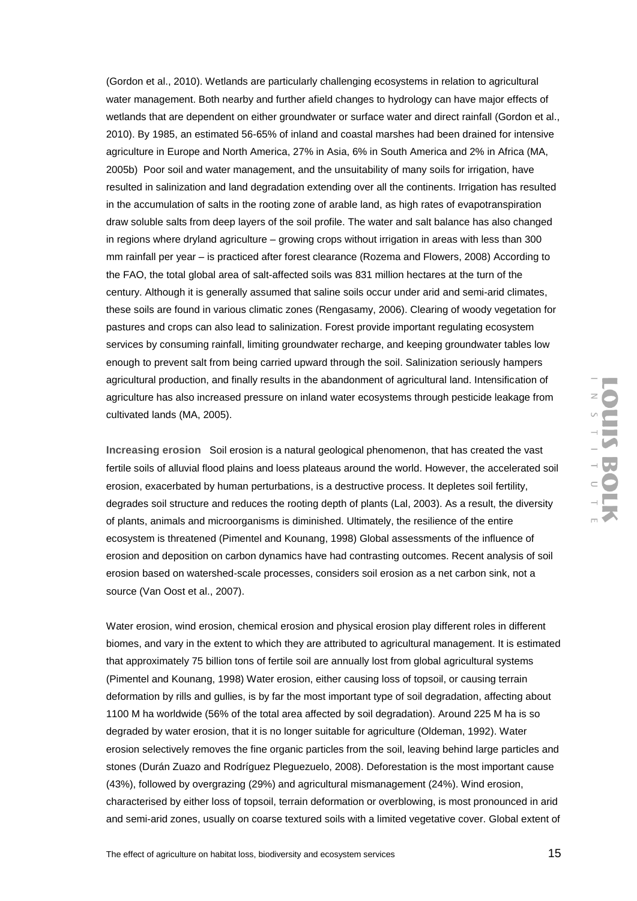(Gordon et al., 2010). Wetlands are particularly challenging ecosystems in relation to agricultural water management. Both nearby and further afield changes to hydrology can have major effects of wetlands that are dependent on either groundwater or surface water and direct rainfall (Gordon et al., 2010). By 1985, an estimated 56-65% of inland and coastal marshes had been drained for intensive agriculture in Europe and North America, 27% in Asia, 6% in South America and 2% in Africa (MA, 2005b) Poor soil and water management, and the unsuitability of many soils for irrigation, have resulted in salinization and land degradation extending over all the continents. Irrigation has resulted in the accumulation of salts in the rooting zone of arable land, as high rates of evapotranspiration draw soluble salts from deep layers of the soil profile. The water and salt balance has also changed in regions where dryland agriculture – growing crops without irrigation in areas with less than 300 mm rainfall per year – is practiced after forest clearance (Rozema and Flowers, 2008) According to the FAO, the total global area of salt-affected soils was 831 million hectares at the turn of the century. Although it is generally assumed that saline soils occur under arid and semi-arid climates, these soils are found in various climatic zones (Rengasamy, 2006). Clearing of woody vegetation for pastures and crops can also lead to salinization. Forest provide important regulating ecosystem services by consuming rainfall, limiting groundwater recharge, and keeping groundwater tables low enough to prevent salt from being carried upward through the soil. Salinization seriously hampers agricultural production, and finally results in the abandonment of agricultural land. Intensification of agriculture has also increased pressure on inland water ecosystems through pesticide leakage from cultivated lands (MA, 2005).

**Increasing erosion** Soil erosion is a natural geological phenomenon, that has created the vast fertile soils of alluvial flood plains and loess plateaus around the world. However, the accelerated soil erosion, exacerbated by human perturbations, is a destructive process. It depletes soil fertility, degrades soil structure and reduces the rooting depth of plants (Lal, 2003). As a result, the diversity of plants, animals and microorganisms is diminished. Ultimately, the resilience of the entire ecosystem is threatened (Pimentel and Kounang, 1998) Global assessments of the influence of erosion and deposition on carbon dynamics have had contrasting outcomes. Recent analysis of soil erosion based on watershed-scale processes, considers soil erosion as a net carbon sink, not a source (Van Oost et al., 2007).

Water erosion, wind erosion, chemical erosion and physical erosion play different roles in different biomes, and vary in the extent to which they are attributed to agricultural management. It is estimated that approximately 75 billion tons of fertile soil are annually lost from global agricultural systems (Pimentel and Kounang, 1998) Water erosion, either causing loss of topsoil, or causing terrain deformation by rills and gullies, is by far the most important type of soil degradation, affecting about 1100 M ha worldwide (56% of the total area affected by soil degradation). Around 225 M ha is so degraded by water erosion, that it is no longer suitable for agriculture (Oldeman, 1992). Water erosion selectively removes the fine organic particles from the soil, leaving behind large particles and stones (Durán Zuazo and Rodríguez Pleguezuelo, 2008). Deforestation is the most important cause (43%), followed by overgrazing (29%) and agricultural mismanagement (24%). Wind erosion, characterised by either loss of topsoil, terrain deformation or overblowing, is most pronounced in arid and semi-arid zones, usually on coarse textured soils with a limited vegetative cover. Global extent of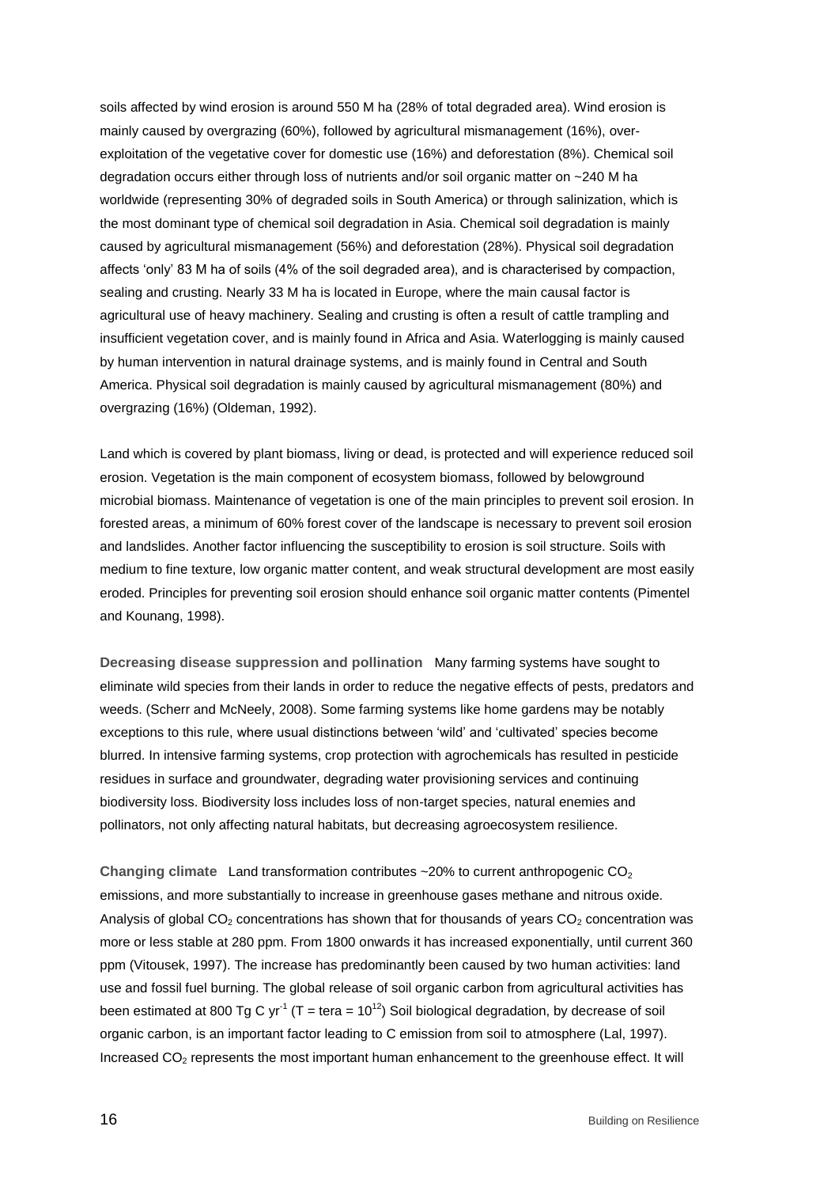soils affected by wind erosion is around 550 M ha (28% of total degraded area). Wind erosion is mainly caused by overgrazing (60%), followed by agricultural mismanagement (16%), over-exploitation of the vegetative cover for domestic use (16%) and deforestation (8%). Chemical soil degradation occurs either through loss of nutrients and/or soil organic matter on ~240 M ha worldwide (representing 30% of degraded soils in South America) or through salinization, which is the most dominant type of chemical soil degradation in Asia. Chemical soil degradation is mainly caused by agricultural mismanagement (56%) and deforestation (28%). Physical soil degradation affects 'only' 83 M ha of soils (4% of the soil degraded area), and is characterised by compaction, sealing and crusting. Nearly 33 M ha is located in Europe, where the main causal factor is agricultural use of heavy machinery. Sealing and crusting is often a result of cattle trampling and insufficient vegetation cover, and is mainly found in Africa and Asia. Waterlogging is mainly caused by human intervention in natural drainage systems, and is mainly found in Central and South America. Physical soil degradation is mainly caused by agricultural mismanagement (80%) and overgrazing (16%) (Oldeman, 1992).

Land which is covered by plant biomass, living or dead, is protected and will experience reduced soil erosion. Vegetation is the main component of ecosystem biomass, followed by belowground microbial biomass. Maintenance of vegetation is one of the main principles to prevent soil erosion. In forested areas, a minimum of 60% forest cover of the landscape is necessary to prevent soil erosion and landslides. Another factor influencing the susceptibility to erosion is soil structure. Soils with medium to fine texture, low organic matter content, and weak structural development are most easily eroded. Principles for preventing soil erosion should enhance soil organic matter contents (Pimentel and Kounang, 1998).

**Decreasing disease suppression and pollination** Many farming systems have sought to eliminate wild species from their lands in order to reduce the negative effects of pests, predators and weeds. (Scherr and McNeely, 2008). Some farming systems like home gardens may be notably exceptions to this rule, where usual distinctions between 'wild' and 'cultivated' species become blurred. In intensive farming systems, crop protection with agrochemicals has resulted in pesticide residues in surface and groundwater, degrading water provisioning services and continuing biodiversity loss. Biodiversity loss includes loss of non-target species, natural enemies and pollinators, not only affecting natural habitats, but decreasing agroecosystem resilience.

**Changing climate** Land transformation contributes ~20% to current anthropogenic $CO_2$ emissions, and more substantially to increase in greenhouse gases methane and nitrous oxide. Analysis of global $CO_2$ concentrations has shown that for thousands of years $CO_2$ concentration was more or less stable at 280 ppm. From 1800 onwards it has increased exponentially, until current 360 ppm (Vitousek, 1997). The increase has predominantly been caused by two human activities: land use and fossil fuel burning. The global release of soil organic carbon from agricultural activities has been estimated at 800 Tg C $yr^{-1}$ (T = tera = $10^{12}$) Soil biological degradation, by decrease of soil organic carbon, is an important factor leading to C emission from soil to atmosphere (Lal, 1997). Increased $CO_2$ represents the most important human enhancement to the greenhouse effect. It will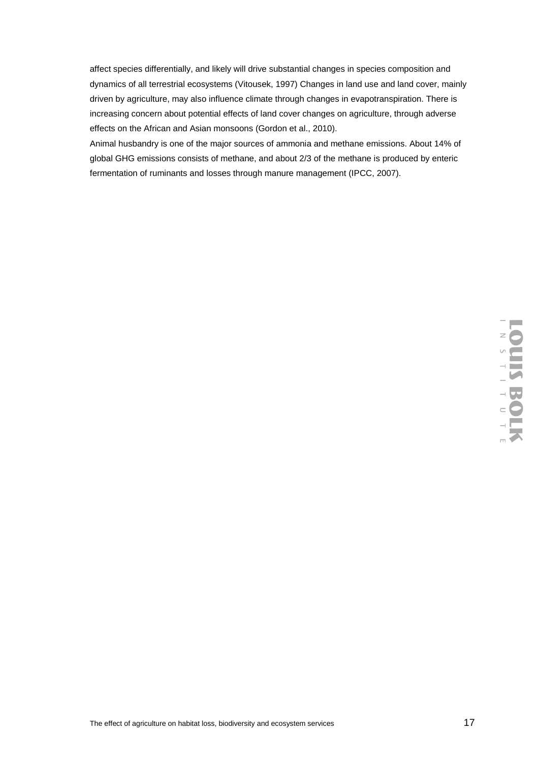affect species differentially, and likely will drive substantial changes in species composition and dynamics of all terrestrial ecosystems (Vitousek, 1997) Changes in land use and land cover, mainly driven by agriculture, may also influence climate through changes in evapotranspiration. There is increasing concern about potential effects of land cover changes on agriculture, through adverse effects on the African and Asian monsoons (Gordon et al., 2010).

Animal husbandry is one of the major sources of ammonia and methane emissions. About 14% of global GHG emissions consists of methane, and about 2/3 of the methane is produced by enteric fermentation of ruminants and losses through manure management (IPCC, 2007).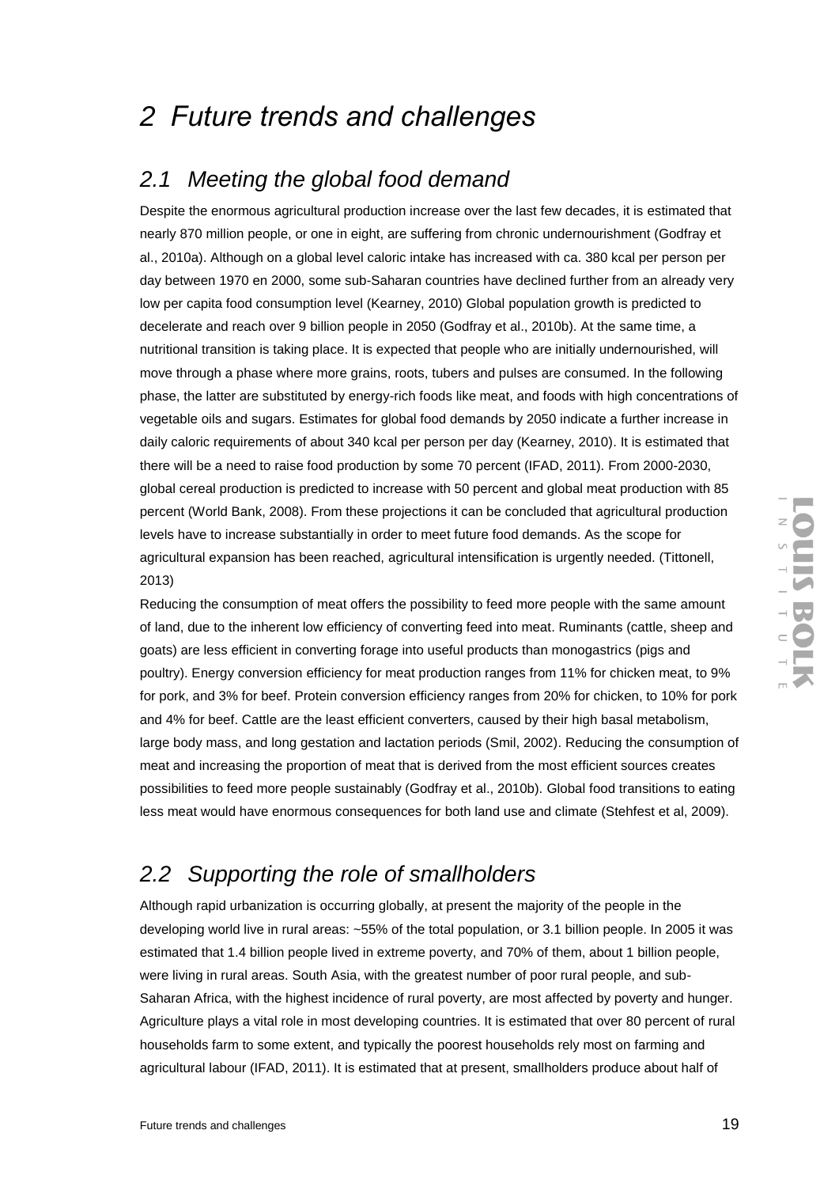# 2 Future trends and challenges

## 2.1 Meeting the global food demand

Despite the enormous agricultural production increase over the last few decades, it is estimated that nearly 870 million people, or one in eight, are suffering from chronic undernourishment (Godfray et al., 2010a). Although on a global level caloric intake has increased with ca. 380 kcal per person per day between 1970 en 2000, some sub-Saharan countries have declined further from an already very low per capita food consumption level (Kearney, 2010) Global population growth is predicted to decelerate and reach over 9 billion people in 2050 (Godfray et al., 2010b). At the same time, a nutritional transition is taking place. It is expected that people who are initially undernourished, will move through a phase where more grains, roots, tubers and pulses are consumed. In the following phase, the latter are substituted by energy-rich foods like meat, and foods with high concentrations of vegetable oils and sugars. Estimates for global food demands by 2050 indicate a further increase in daily caloric requirements of about 340 kcal per person per day (Kearney, 2010). It is estimated that there will be a need to raise food production by some 70 percent (IFAD, 2011). From 2000-2030, global cereal production is predicted to increase with 50 percent and global meat production with 85 percent (World Bank, 2008). From these projections it can be concluded that agricultural production levels have to increase substantially in order to meet future food demands. As the scope for agricultural expansion has been reached, agricultural intensification is urgently needed. (Tittonell, 2013)

Reducing the consumption of meat offers the possibility to feed more people with the same amount of land, due to the inherent low efficiency of converting feed into meat. Ruminants (cattle, sheep and goats) are less efficient in converting forage into useful products than monogastrics (pigs and poultry). Energy conversion efficiency for meat production ranges from 11% for chicken meat, to 9% for pork, and 3% for beef. Protein conversion efficiency ranges from 20% for chicken, to 10% for pork and 4% for beef. Cattle are the least efficient converters, caused by their high basal metabolism, large body mass, and long gestation and lactation periods (Smil, 2002). Reducing the consumption of meat and increasing the proportion of meat that is derived from the most efficient sources creates possibilities to feed more people sustainably (Godfray et al., 2010b). Global food transitions to eating less meat would have enormous consequences for both land use and climate (Stehfest et al, 2009).

## 2.2 Supporting the role of smallholders

Although rapid urbanization is occurring globally, at present the majority of the people in the developing world live in rural areas: ~55% of the total population, or 3.1 billion people. In 2005 it was estimated that 1.4 billion people lived in extreme poverty, and 70% of them, about 1 billion people, were living in rural areas. South Asia, with the greatest number of poor rural people, and sub-Saharan Africa, with the highest incidence of rural poverty, are most affected by poverty and hunger. Agriculture plays a vital role in most developing countries. It is estimated that over 80 percent of rural households farm to some extent, and typically the poorest households rely most on farming and agricultural labour (IFAD, 2011). It is estimated that at present, smallholders produce about half of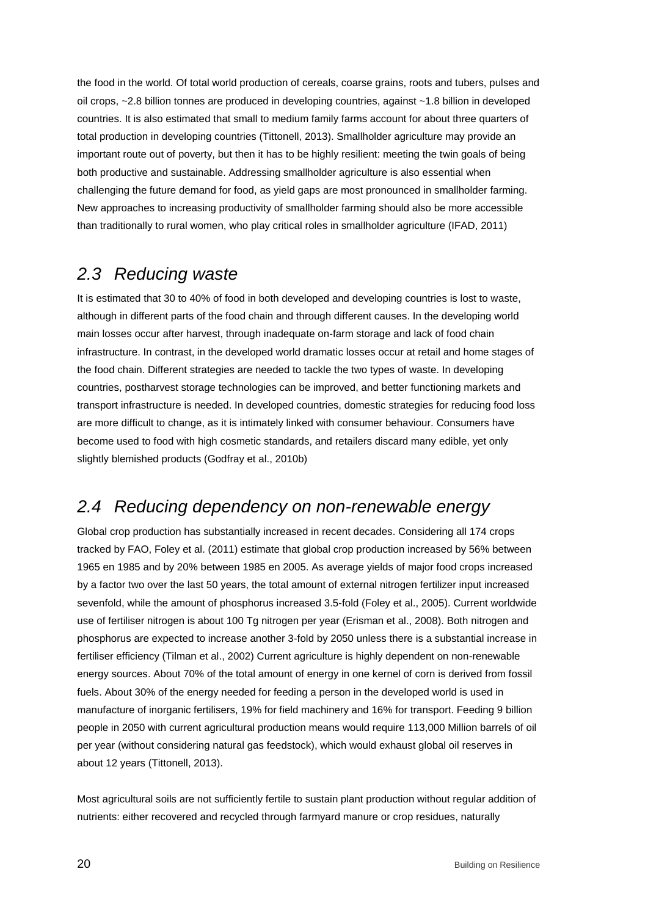the food in the world. Of total world production of cereals, coarse grains, roots and tubers, pulses and oil crops, ~2.8 billion tonnes are produced in developing countries, against ~1.8 billion in developed countries. It is also estimated that small to medium family farms account for about three quarters of total production in developing countries (Tittonell, 2013). Smallholder agriculture may provide an important route out of poverty, but then it has to be highly resilient: meeting the twin goals of being both productive and sustainable. Addressing smallholder agriculture is also essential when challenging the future demand for food, as yield gaps are most pronounced in smallholder farming. New approaches to increasing productivity of smallholder farming should also be more accessible than traditionally to rural women, who play critical roles in smallholder agriculture (IFAD, 2011)

## *2.3 Reducing waste*

It is estimated that 30 to 40% of food in both developed and developing countries is lost to waste, although in different parts of the food chain and through different causes. In the developing world main losses occur after harvest, through inadequate on-farm storage and lack of food chain infrastructure. In contrast, in the developed world dramatic losses occur at retail and home stages of the food chain. Different strategies are needed to tackle the two types of waste. In developing countries, postharvest storage technologies can be improved, and better functioning markets and transport infrastructure is needed. In developed countries, domestic strategies for reducing food loss are more difficult to change, as it is intimately linked with consumer behaviour. Consumers have become used to food with high cosmetic standards, and retailers discard many edible, yet only slightly blemished products (Godfray et al., 2010b)

## *2.4 Reducing dependency on non-renewable energy*

Global crop production has substantially increased in recent decades. Considering all 174 crops tracked by FAO, Foley et al. (2011) estimate that global crop production increased by 56% between 1965 en 1985 and by 20% between 1985 en 2005. As average yields of major food crops increased by a factor two over the last 50 years, the total amount of external nitrogen fertilizer input increased sevenfold, while the amount of phosphorus increased 3.5-fold (Foley et al., 2005). Current worldwide use of fertiliser nitrogen is about 100 Tg nitrogen per year (Erisman et al., 2008). Both nitrogen and phosphorus are expected to increase another 3-fold by 2050 unless there is a substantial increase in fertiliser efficiency (Tilman et al., 2002) Current agriculture is highly dependent on non-renewable energy sources. About 70% of the total amount of energy in one kernel of corn is derived from fossil fuels. About 30% of the energy needed for feeding a person in the developed world is used in manufacture of inorganic fertilisers, 19% for field machinery and 16% for transport. Feeding 9 billion people in 2050 with current agricultural production means would require 113,000 Million barrels of oil per year (without considering natural gas feedstock), which would exhaust global oil reserves in about 12 years (Tittonell, 2013).

Most agricultural soils are not sufficiently fertile to sustain plant production without regular addition of nutrients: either recovered and recycled through farmyard manure or crop residues, naturally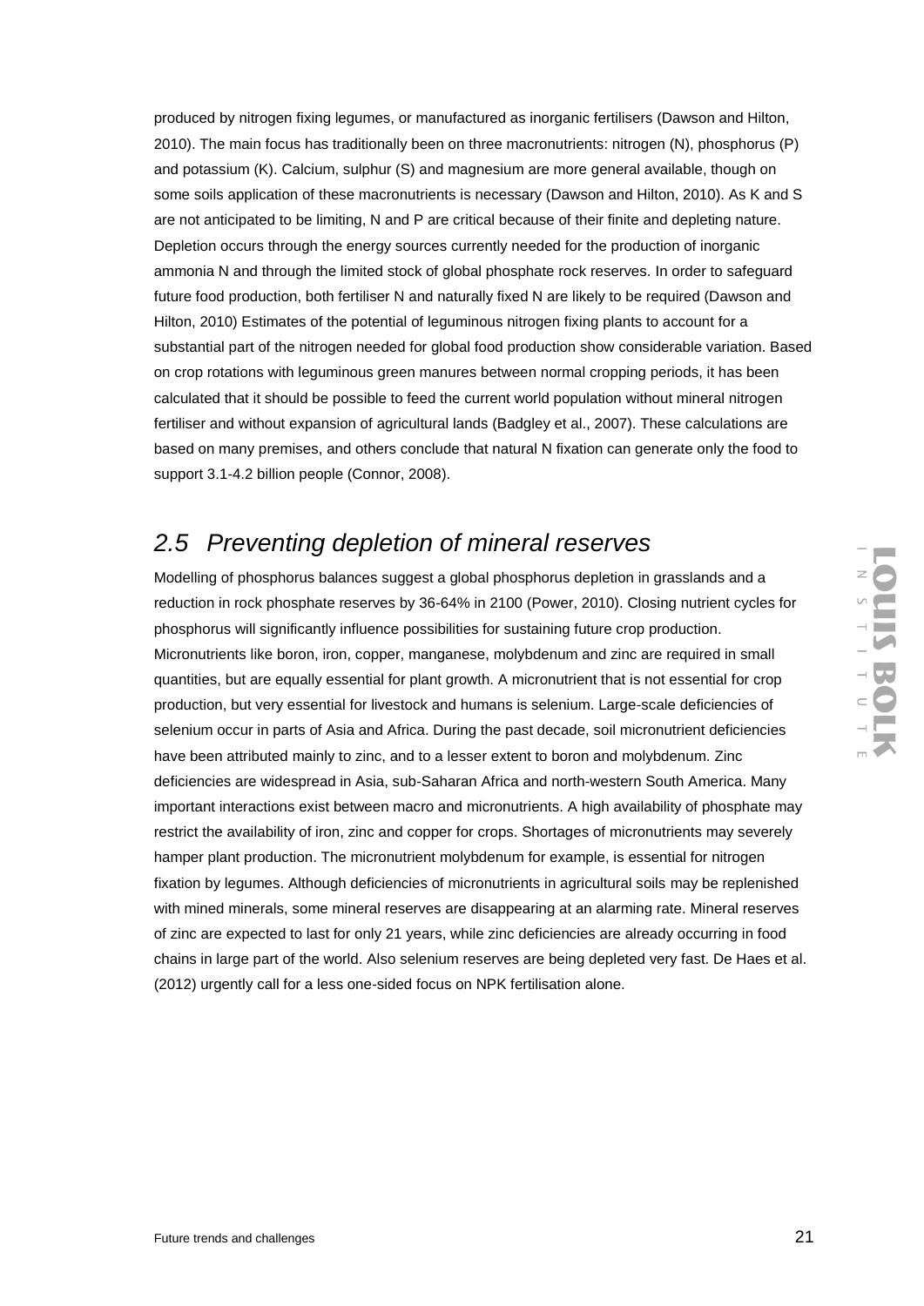produced by nitrogen fixing legumes, or manufactured as inorganic fertilisers (Dawson and Hilton, 2010). The main focus has traditionally been on three macronutrients: nitrogen (N), phosphorus (P) and potassium (K). Calcium, sulphur (S) and magnesium are more general available, though on some soils application of these macronutrients is necessary (Dawson and Hilton, 2010). As K and S are not anticipated to be limiting, N and P are critical because of their finite and depleting nature. Depletion occurs through the energy sources currently needed for the production of inorganic ammonia N and through the limited stock of global phosphate rock reserves. In order to safeguard future food production, both fertiliser N and naturally fixed N are likely to be required (Dawson and Hilton, 2010) Estimates of the potential of leguminous nitrogen fixing plants to account for a substantial part of the nitrogen needed for global food production show considerable variation. Based on crop rotations with leguminous green manures between normal cropping periods, it has been calculated that it should be possible to feed the current world population without mineral nitrogen fertiliser and without expansion of agricultural lands (Badgley et al., 2007). These calculations are based on many premises, and others conclude that natural N fixation can generate only the food to support 3.1-4.2 billion people (Connor, 2008).

## *2.5 Preventing depletion of mineral reserves*

Modelling of phosphorus balances suggest a global phosphorus depletion in grasslands and a reduction in rock phosphate reserves by 36-64% in 2100 (Power, 2010). Closing nutrient cycles for phosphorus will significantly influence possibilities for sustaining future crop production. Micronutrients like boron, iron, copper, manganese, molybdenum and zinc are required in small quantities, but are equally essential for plant growth. A micronutrient that is not essential for crop production, but very essential for livestock and humans is selenium. Large-scale deficiencies of selenium occur in parts of Asia and Africa. During the past decade, soil micronutrient deficiencies have been attributed mainly to zinc, and to a lesser extent to boron and molybdenum. Zinc deficiencies are widespread in Asia, sub-Saharan Africa and north-western South America. Many important interactions exist between macro and micronutrients. A high availability of phosphate may restrict the availability of iron, zinc and copper for crops. Shortages of micronutrients may severely hamper plant production. The micronutrient molybdenum for example, is essential for nitrogen fixation by legumes. Although deficiencies of micronutrients in agricultural soils may be replenished with mined minerals, some mineral reserves are disappearing at an alarming rate. Mineral reserves of zinc are expected to last for only 21 years, while zinc deficiencies are already occurring in food chains in large part of the world. Also selenium reserves are being depleted very fast. De Haes et al. (2012) urgently call for a less one-sided focus on NPK fertilisation alone.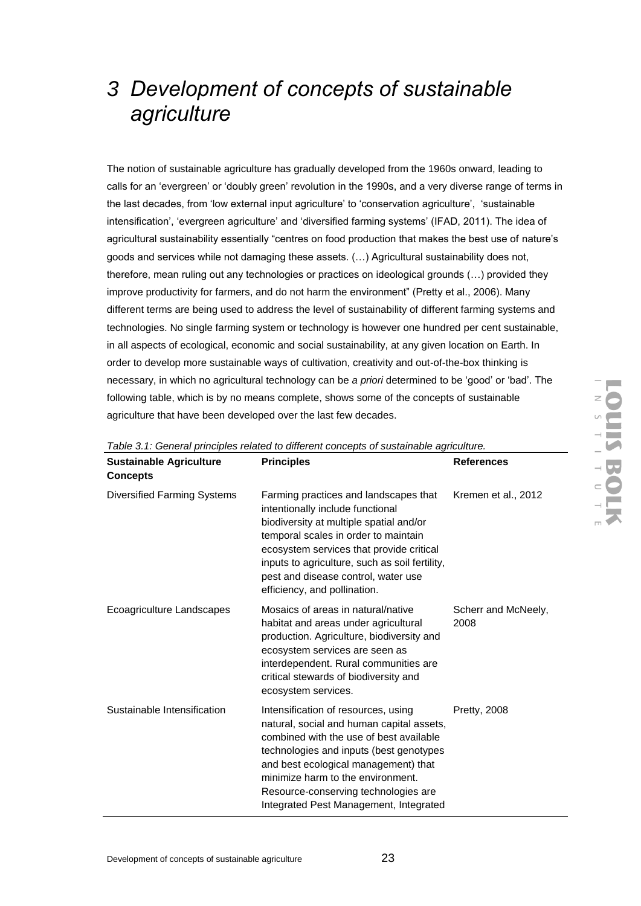# 3 Development of concepts of sustainable agriculture

The notion of sustainable agriculture has gradually developed from the 1960s onward, leading to calls for an 'evergreen' or 'doubly green' revolution in the 1990s, and a very diverse range of terms in the last decades, from 'low external input agriculture' to 'conservation agriculture', 'sustainable intensification', 'evergreen agriculture' and 'diversified farming systems' (IFAD, 2011). The idea of agricultural sustainability essentially "centres on food production that makes the best use of nature's goods and services while not damaging these assets. (…) Agricultural sustainability does not, therefore, mean ruling out any technologies or practices on ideological grounds (…) provided they improve productivity for farmers, and do not harm the environment" (Pretty et al., 2006). Many different terms are being used to address the level of sustainability of different farming systems and technologies. No single farming system or technology is however one hundred per cent sustainable, in all aspects of ecological, economic and social sustainability, at any given location on Earth. In order to develop more sustainable ways of cultivation, creativity and out-of-the-box thinking is necessary, in which no agricultural technology can be *a priori* determined to be 'good' or 'bad'. The following table, which is by no means complete, shows some of the concepts of sustainable agriculture that have been developed over the last few decades.

*Table 3.1: General principles related to different concepts of sustainable agriculture.*

| Sustainable Agriculture Concepts | Principles | References |
|---|---|---|
| Diversified Farming Systems | Farming practices and landscapes that intentionally include functional biodiversity at multiple spatial and/or temporal scales in order to maintain ecosystem services that provide critical inputs to agriculture, such as soil fertility, pest and disease control, water use efficiency, and pollination. | Kremen et al., 2012 |
| Ecoagriculture Landscapes | Mosaics of areas in natural/native habitat and areas under agricultural production. Agriculture, biodiversity and ecosystem services are seen as interdependent. Rural communities are critical stewards of biodiversity and ecosystem services. | Scherr and McNeely, 2008 |
| Sustainable Intensification | Intensification of resources, using natural, social and human capital assets, combined with the use of best available technologies and inputs (best genotypes and best ecological management) that minimize harm to the environment. Resource-conserving technologies are Integrated Pest Management, Integrated | Pretty, 2008 |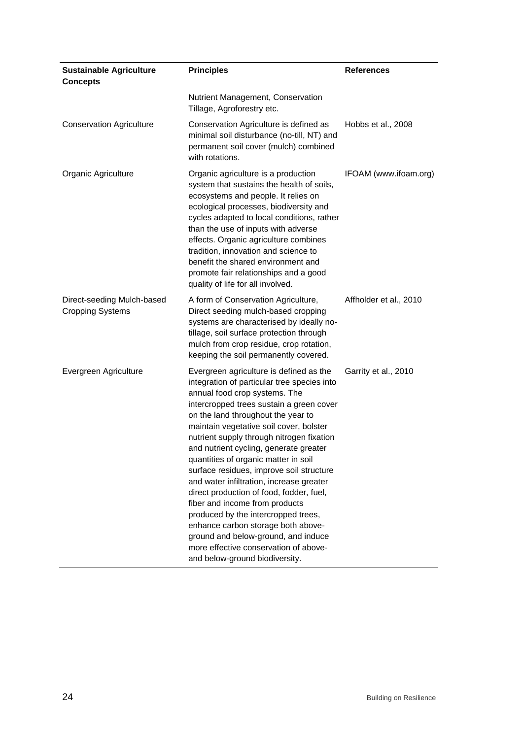| Sustainable Agriculture Concepts | Principles | References |
|---|---|---|
| | Nutrient Management, Conservation Tillage, Agroforestry etc. | |
| Conservation Agriculture | Conservation Agriculture is defined as minimal soil disturbance (no-till, NT) and permanent soil cover (mulch) combined with rotations. | Hobbs et al., 2008 |
| Organic Agriculture | Organic agriculture is a production system that sustains the health of soils, ecosystems and people. It relies on ecological processes, biodiversity and cycles adapted to local conditions, rather than the use of inputs with adverse effects. Organic agriculture combines tradition, innovation and science to benefit the shared environment and promote fair relationships and a good quality of life for all involved. | IFOAM (www.ifoam.org) |
| Direct-seeding Mulch-based Cropping Systems | A form of Conservation Agriculture, Direct seeding mulch-based cropping systems are characterised by ideally no-tillage, soil surface protection through mulch from crop residue, crop rotation, keeping the soil permanently covered. | Affholder et al., 2010 |
| Evergreen Agriculture | Evergreen agriculture is defined as the integration of particular tree species into annual food crop systems. The intercropped trees sustain a green cover on the land throughout the year to maintain vegetative soil cover, bolster nutrient supply through nitrogen fixation and nutrient cycling, generate greater quantities of organic matter in soil surface residues, improve soil structure and water infiltration, increase greater direct production of food, fodder, fuel, fiber and income from products produced by the intercropped trees, enhance carbon storage both above-ground and below-ground, and induce more effective conservation of above- and below-ground biodiversity. | Garrity et al., 2010 |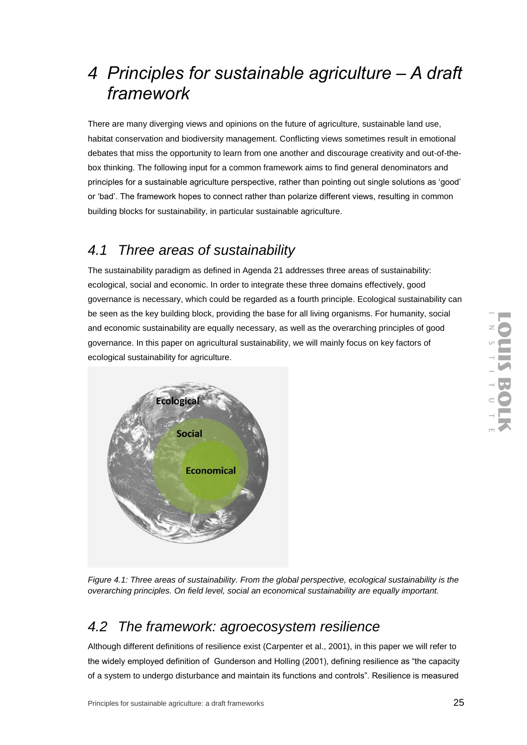# 4 Principles for sustainable agriculture – A draft framework

There are many diverging views and opinions on the future of agriculture, sustainable land use, habitat conservation and biodiversity management. Conflicting views sometimes result in emotional debates that miss the opportunity to learn from one another and discourage creativity and out-of-the-box thinking. The following input for a common framework aims to find general denominators and principles for a sustainable agriculture perspective, rather than pointing out single solutions as 'good' or 'bad'. The framework hopes to connect rather than polarize different views, resulting in common building blocks for sustainability, in particular sustainable agriculture.

## 4.1 Three areas of sustainability

The sustainability paradigm as defined in Agenda 21 addresses three areas of sustainability: ecological, social and economic. In order to integrate these three domains effectively, good governance is necessary, which could be regarded as a fourth principle. Ecological sustainability can be seen as the key building block, providing the base for all living organisms. For humanity, social and economic sustainability are equally necessary, as well as the overarching principles of good governance. In this paper on agricultural sustainability, we will mainly focus on key factors of ecological sustainability for agriculture.

*Figure 4.1: Three areas of sustainability. From the global perspective, ecological sustainability is the overarching principles. On field level, social an economical sustainability are equally important.*

## 4.2 The framework: agroecosystem resilience

Although different definitions of resilience exist (Carpenter et al., 2001), in this paper we will refer to the widely employed definition of Gunderson and Holling (2001), defining resilience as "the capacity of a system to undergo disturbance and maintain its functions and controls". Resilience is measured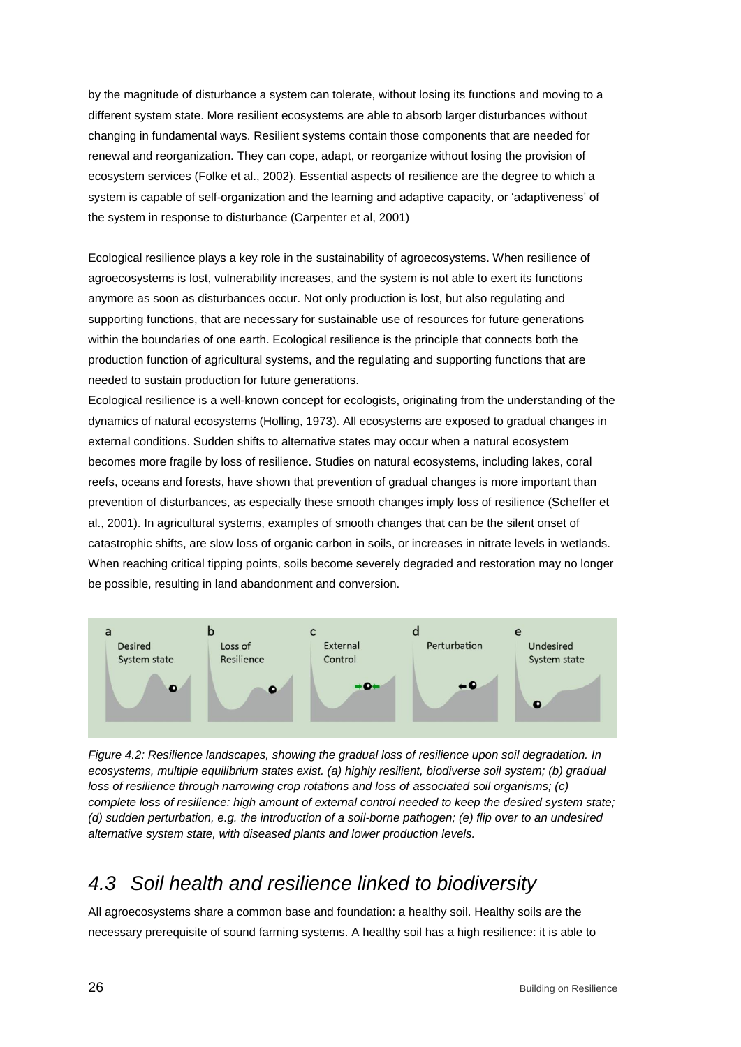by the magnitude of disturbance a system can tolerate, without losing its functions and moving to a different system state. More resilient ecosystems are able to absorb larger disturbances without changing in fundamental ways. Resilient systems contain those components that are needed for renewal and reorganization. They can cope, adapt, or reorganize without losing the provision of ecosystem services (Folke et al., 2002). Essential aspects of resilience are the degree to which a system is capable of self-organization and the learning and adaptive capacity, or 'adaptiveness' of the system in response to disturbance (Carpenter et al, 2001)

Ecological resilience plays a key role in the sustainability of agroecosystems. When resilience of agroecosystems is lost, vulnerability increases, and the system is not able to exert its functions anymore as soon as disturbances occur. Not only production is lost, but also regulating and supporting functions, that are necessary for sustainable use of resources for future generations within the boundaries of one earth. Ecological resilience is the principle that connects both the production function of agricultural systems, and the regulating and supporting functions that are needed to sustain production for future generations.

Ecological resilience is a well-known concept for ecologists, originating from the understanding of the dynamics of natural ecosystems (Holling, 1973). All ecosystems are exposed to gradual changes in external conditions. Sudden shifts to alternative states may occur when a natural ecosystem becomes more fragile by loss of resilience. Studies on natural ecosystems, including lakes, coral reefs, oceans and forests, have shown that prevention of gradual changes is more important than prevention of disturbances, as especially these smooth changes imply loss of resilience (Scheffer et al., 2001). In agricultural systems, examples of smooth changes that can be the silent onset of catastrophic shifts, are slow loss of organic carbon in soils, or increases in nitrate levels in wetlands. When reaching critical tipping points, soils become severely degraded and restoration may no longer be possible, resulting in land abandonment and conversion.

*Figure 4.2: Resilience landscapes, showing the gradual loss of resilience upon soil degradation. In ecosystems, multiple equilibrium states exist. (a) highly resilient, biodiverse soil system; (b) gradual loss of resilience through narrowing crop rotations and loss of associated soil organisms; (c) complete loss of resilience: high amount of external control needed to keep the desired system state; (d) sudden perturbation, e.g. the introduction of a soil-borne pathogen; (e) flip over to an undesired alternative system state, with diseased plants and lower production levels.*

## *4.3 Soil health and resilience linked to biodiversity*

All agroecosystems share a common base and foundation: a healthy soil. Healthy soils are the necessary prerequisite of sound farming systems. A healthy soil has a high resilience: it is able to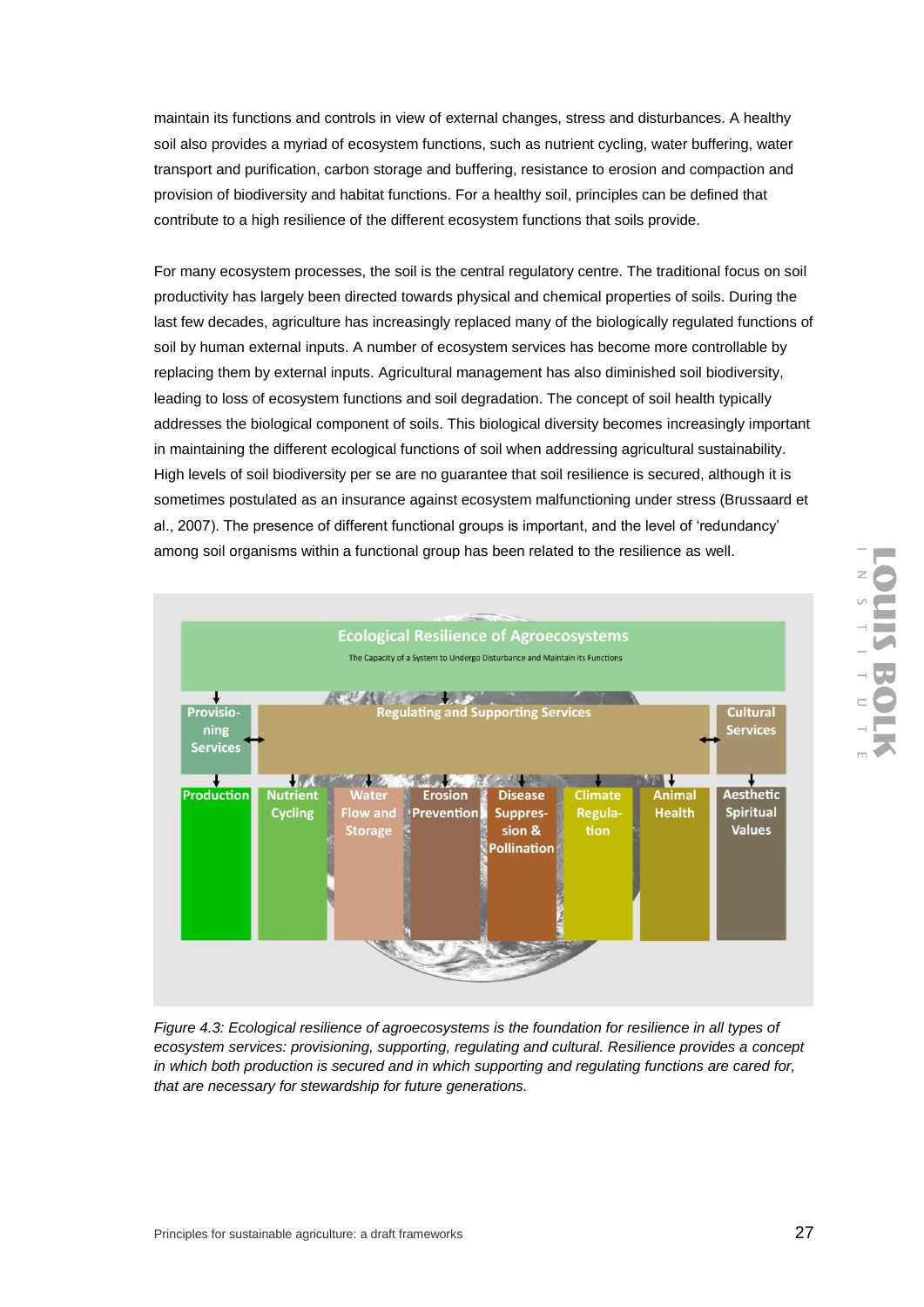maintain its functions and controls in view of external changes, stress and disturbances. A healthy soil also provides a myriad of ecosystem functions, such as nutrient cycling, water buffering, water transport and purification, carbon storage and buffering, resistance to erosion and compaction and provision of biodiversity and habitat functions. For a healthy soil, principles can be defined that contribute to a high resilience of the different ecosystem functions that soils provide.

For many ecosystem processes, the soil is the central regulatory centre. The traditional focus on soil productivity has largely been directed towards physical and chemical properties of soils. During the last few decades, agriculture has increasingly replaced many of the biologically regulated functions of soil by human external inputs. A number of ecosystem services has become more controllable by replacing them by external inputs. Agricultural management has also diminished soil biodiversity, leading to loss of ecosystem functions and soil degradation. The concept of soil health typically addresses the biological component of soils. This biological diversity becomes increasingly important in maintaining the different ecological functions of soil when addressing agricultural sustainability. High levels of soil biodiversity per se are no guarantee that soil resilience is secured, although it is sometimes postulated as an insurance against ecosystem malfunctioning under stress (Brussaard et al., 2007). The presence of different functional groups is important, and the level of 'redundancy' among soil organisms within a functional group has been related to the resilience as well.

Ecological Resilience of Agroecosystems

The Capacity of a System to Undergo Disturbance and Maintain its Functions

| Provisioning Services | Regulating and Supporting Services | | | | | | Cultural Services |
|---|---|---|---|---|---|---|---|
| Production | Nutrient Cycling | Water Flow and Storage | Erosion Prevention | Disease Suppression & Pollination | Climate Regulation | Animal Health | Aesthetic Spiritual Values |

*Figure 4.3: Ecological resilience of agroecosystems is the foundation for resilience in all types of ecosystem services: provisioning, supporting, regulating and cultural. Resilience provides a concept in which both production is secured and in which supporting and regulating functions are cared for, that are necessary for stewardship for future generations.*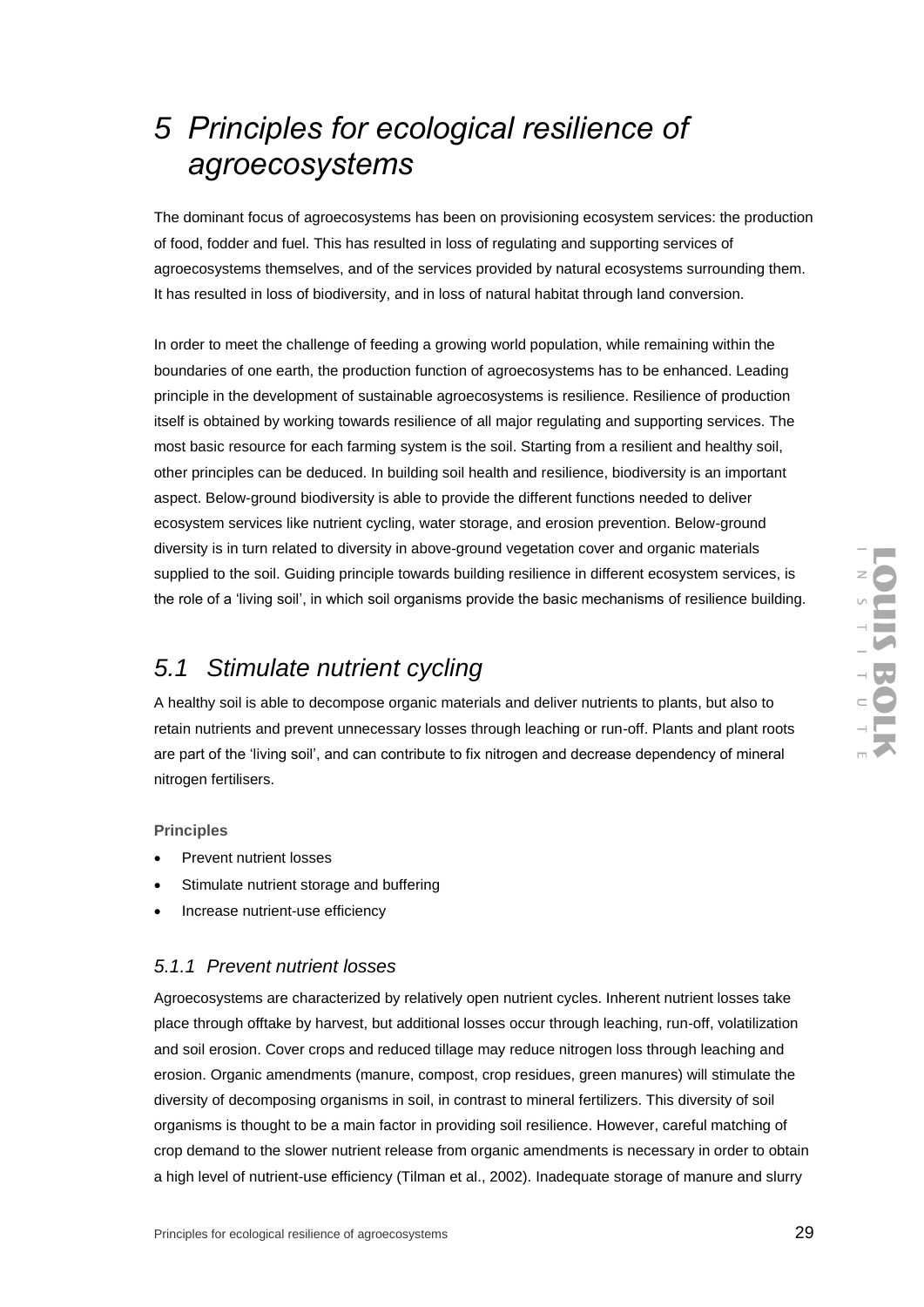# 5 Principles for ecological resilience of agroecosystems

The dominant focus of agroecosystems has been on provisioning ecosystem services: the production of food, fodder and fuel. This has resulted in loss of regulating and supporting services of agroecosystems themselves, and of the services provided by natural ecosystems surrounding them. It has resulted in loss of biodiversity, and in loss of natural habitat through land conversion.

In order to meet the challenge of feeding a growing world population, while remaining within the boundaries of one earth, the production function of agroecosystems has to be enhanced. Leading principle in the development of sustainable agroecosystems is resilience. Resilience of production itself is obtained by working towards resilience of all major regulating and supporting services. The most basic resource for each farming system is the soil. Starting from a resilient and healthy soil, other principles can be deduced. In building soil health and resilience, biodiversity is an important aspect. Below-ground biodiversity is able to provide the different functions needed to deliver ecosystem services like nutrient cycling, water storage, and erosion prevention. Below-ground diversity is in turn related to diversity in above-ground vegetation cover and organic materials supplied to the soil. Guiding principle towards building resilience in different ecosystem services, is the role of a 'living soil', in which soil organisms provide the basic mechanisms of resilience building.

## 5.1 Stimulate nutrient cycling

A healthy soil is able to decompose organic materials and deliver nutrients to plants, but also to retain nutrients and prevent unnecessary losses through leaching or run-off. Plants and plant roots are part of the 'living soil', and can contribute to fix nitrogen and decrease dependency of mineral nitrogen fertilisers.

**Principles**

- Prevent nutrient losses
- Stimulate nutrient storage and buffering
- Increase nutrient-use efficiency

### 5.1.1 Prevent nutrient losses

Agroecosystems are characterized by relatively open nutrient cycles. Inherent nutrient losses take place through offtake by harvest, but additional losses occur through leaching, run-off, volatilization and soil erosion. Cover crops and reduced tillage may reduce nitrogen loss through leaching and erosion. Organic amendments (manure, compost, crop residues, green manures) will stimulate the diversity of decomposing organisms in soil, in contrast to mineral fertilizers. This diversity of soil organisms is thought to be a main factor in providing soil resilience. However, careful matching of crop demand to the slower nutrient release from organic amendments is necessary in order to obtain a high level of nutrient-use efficiency (Tilman et al., 2002). Inadequate storage of manure and slurry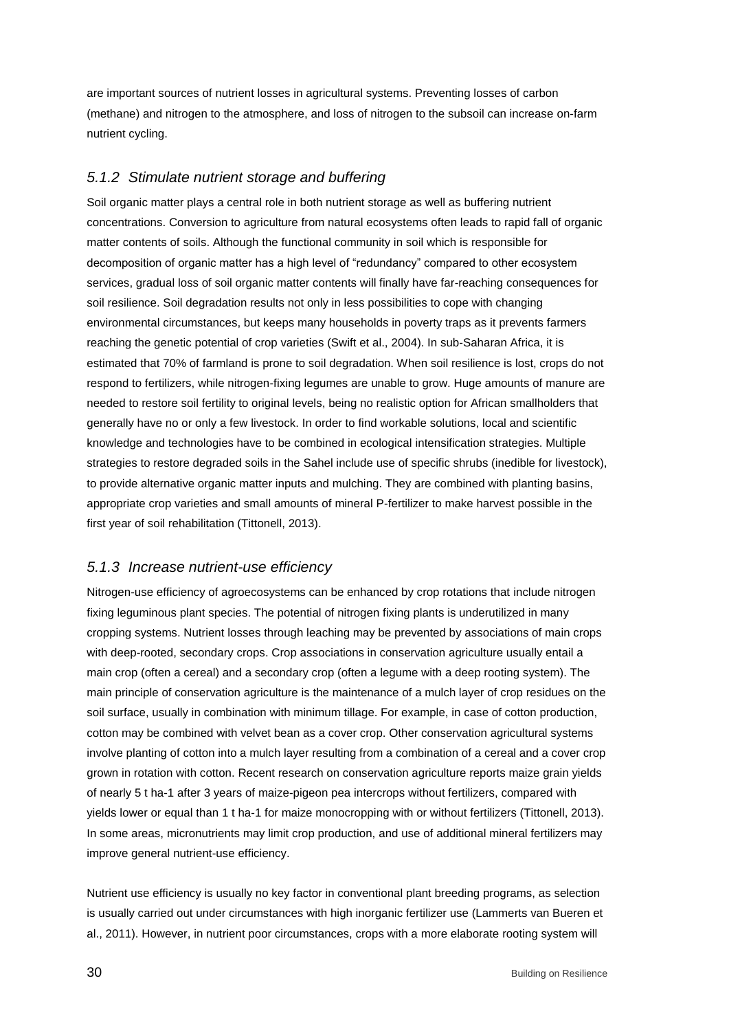are important sources of nutrient losses in agricultural systems. Preventing losses of carbon (methane) and nitrogen to the atmosphere, and loss of nitrogen to the subsoil can increase on-farm nutrient cycling.

### *5.1.2 Stimulate nutrient storage and buffering*

Soil organic matter plays a central role in both nutrient storage as well as buffering nutrient concentrations. Conversion to agriculture from natural ecosystems often leads to rapid fall of organic matter contents of soils. Although the functional community in soil which is responsible for decomposition of organic matter has a high level of "redundancy" compared to other ecosystem services, gradual loss of soil organic matter contents will finally have far-reaching consequences for soil resilience. Soil degradation results not only in less possibilities to cope with changing environmental circumstances, but keeps many households in poverty traps as it prevents farmers reaching the genetic potential of crop varieties (Swift et al., 2004). In sub-Saharan Africa, it is estimated that 70% of farmland is prone to soil degradation. When soil resilience is lost, crops do not respond to fertilizers, while nitrogen-fixing legumes are unable to grow. Huge amounts of manure are needed to restore soil fertility to original levels, being no realistic option for African smallholders that generally have no or only a few livestock. In order to find workable solutions, local and scientific knowledge and technologies have to be combined in ecological intensification strategies. Multiple strategies to restore degraded soils in the Sahel include use of specific shrubs (inedible for livestock), to provide alternative organic matter inputs and mulching. They are combined with planting basins, appropriate crop varieties and small amounts of mineral P-fertilizer to make harvest possible in the first year of soil rehabilitation (Tittonell, 2013).

### *5.1.3 Increase nutrient-use efficiency*

Nitrogen-use efficiency of agroecosystems can be enhanced by crop rotations that include nitrogen fixing leguminous plant species. The potential of nitrogen fixing plants is underutilized in many cropping systems. Nutrient losses through leaching may be prevented by associations of main crops with deep-rooted, secondary crops. Crop associations in conservation agriculture usually entail a main crop (often a cereal) and a secondary crop (often a legume with a deep rooting system). The main principle of conservation agriculture is the maintenance of a mulch layer of crop residues on the soil surface, usually in combination with minimum tillage. For example, in case of cotton production, cotton may be combined with velvet bean as a cover crop. Other conservation agricultural systems involve planting of cotton into a mulch layer resulting from a combination of a cereal and a cover crop grown in rotation with cotton. Recent research on conservation agriculture reports maize grain yields of nearly 5 t ha-1 after 3 years of maize-pigeon pea intercrops without fertilizers, compared with yields lower or equal than 1 t ha-1 for maize monocropping with or without fertilizers (Tittonell, 2013). In some areas, micronutrients may limit crop production, and use of additional mineral fertilizers may improve general nutrient-use efficiency.

Nutrient use efficiency is usually no key factor in conventional plant breeding programs, as selection is usually carried out under circumstances with high inorganic fertilizer use (Lammerts van Bueren et al., 2011). However, in nutrient poor circumstances, crops with a more elaborate rooting system will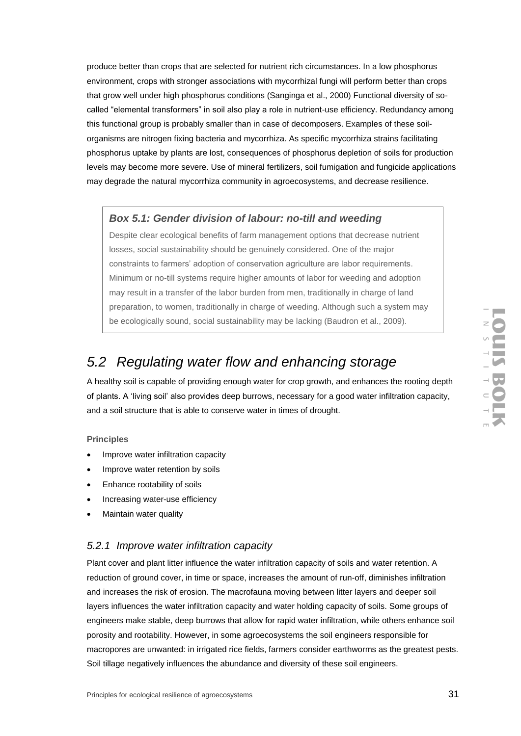produce better than crops that are selected for nutrient rich circumstances. In a low phosphorus environment, crops with stronger associations with mycorrhizal fungi will perform better than crops that grow well under high phosphorus conditions (Sanginga et al., 2000) Functional diversity of so-called "elemental transformers" in soil also play a role in nutrient-use efficiency. Redundancy among this functional group is probably smaller than in case of decomposers. Examples of these soil-organisms are nitrogen fixing bacteria and mycorrhiza. As specific mycorrhiza strains facilitating phosphorus uptake by plants are lost, consequences of phosphorus depletion of soils for production levels may become more severe. Use of mineral fertilizers, soil fumigation and fungicide applications may degrade the natural mycorrhiza community in agroecosystems, and decrease resilience.

> ***Box 5.1: Gender division of labour: no-till and weeding***
>
> Despite clear ecological benefits of farm management options that decrease nutrient losses, social sustainability should be genuinely considered. One of the major constraints to farmers' adoption of conservation agriculture are labor requirements. Minimum or no-till systems require higher amounts of labor for weeding and adoption may result in a transfer of the labor burden from men, traditionally in charge of land preparation, to women, traditionally in charge of weeding. Although such a system may be ecologically sound, social sustainability may be lacking (Baudron et al., 2009).

## *5.2 Regulating water flow and enhancing storage*

A healthy soil is capable of providing enough water for crop growth, and enhances the rooting depth of plants. A 'living soil' also provides deep burrows, necessary for a good water infiltration capacity, and a soil structure that is able to conserve water in times of drought.

**Principles**

- Improve water infiltration capacity
- Improve water retention by soils
- Enhance rootability of soils
- Increasing water-use efficiency
- Maintain water quality

### *5.2.1 Improve water infiltration capacity*

Plant cover and plant litter influence the water infiltration capacity of soils and water retention. A reduction of ground cover, in time or space, increases the amount of run-off, diminishes infiltration and increases the risk of erosion. The macrofauna moving between litter layers and deeper soil layers influences the water infiltration capacity and water holding capacity of soils. Some groups of engineers make stable, deep burrows that allow for rapid water infiltration, while others enhance soil porosity and rootability. However, in some agroecosystems the soil engineers responsible for macropores are unwanted: in irrigated rice fields, farmers consider earthworms as the greatest pests. Soil tillage negatively influences the abundance and diversity of these soil engineers.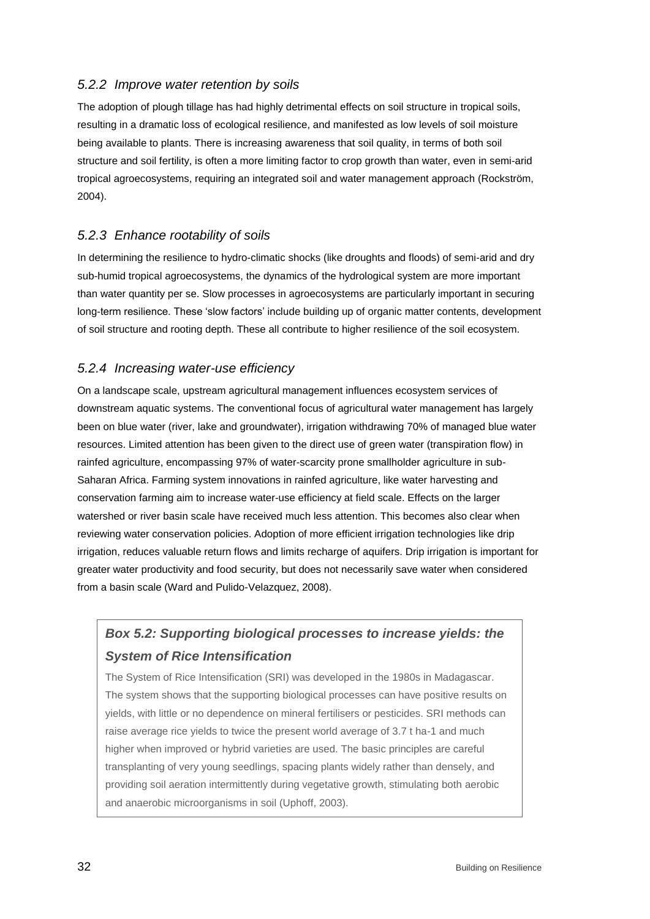### *5.2.2 Improve water retention by soils*

The adoption of plough tillage has had highly detrimental effects on soil structure in tropical soils, resulting in a dramatic loss of ecological resilience, and manifested as low levels of soil moisture being available to plants. There is increasing awareness that soil quality, in terms of both soil structure and soil fertility, is often a more limiting factor to crop growth than water, even in semi-arid tropical agroecosystems, requiring an integrated soil and water management approach (Rockström, 2004).

### *5.2.3 Enhance rootability of soils*

In determining the resilience to hydro-climatic shocks (like droughts and floods) of semi-arid and dry sub-humid tropical agroecosystems, the dynamics of the hydrological system are more important than water quantity per se. Slow processes in agroecosystems are particularly important in securing long-term resilience. These 'slow factors' include building up of organic matter contents, development of soil structure and rooting depth. These all contribute to higher resilience of the soil ecosystem.

### *5.2.4 Increasing water-use efficiency*

On a landscape scale, upstream agricultural management influences ecosystem services of downstream aquatic systems. The conventional focus of agricultural water management has largely been on blue water (river, lake and groundwater), irrigation withdrawing 70% of managed blue water resources. Limited attention has been given to the direct use of green water (transpiration flow) in rainfed agriculture, encompassing 97% of water-scarcity prone smallholder agriculture in sub-Saharan Africa. Farming system innovations in rainfed agriculture, like water harvesting and conservation farming aim to increase water-use efficiency at field scale. Effects on the larger watershed or river basin scale have received much less attention. This becomes also clear when reviewing water conservation policies. Adoption of more efficient irrigation technologies like drip irrigation, reduces valuable return flows and limits recharge of aquifers. Drip irrigation is important for greater water productivity and food security, but does not necessarily save water when considered from a basin scale (Ward and Pulido-Velazquez, 2008).

> ***Box 5.2: Supporting biological processes to increase yields: the System of Rice Intensification***
>
> The System of Rice Intensification (SRI) was developed in the 1980s in Madagascar. The system shows that the supporting biological processes can have positive results on yields, with little or no dependence on mineral fertilisers or pesticides. SRI methods can raise average rice yields to twice the present world average of 3.7 t $ha^{-1}$ and much higher when improved or hybrid varieties are used. The basic principles are careful transplanting of very young seedlings, spacing plants widely rather than densely, and providing soil aeration intermittently during vegetative growth, stimulating both aerobic and anaerobic microorganisms in soil (Uphoff, 2003).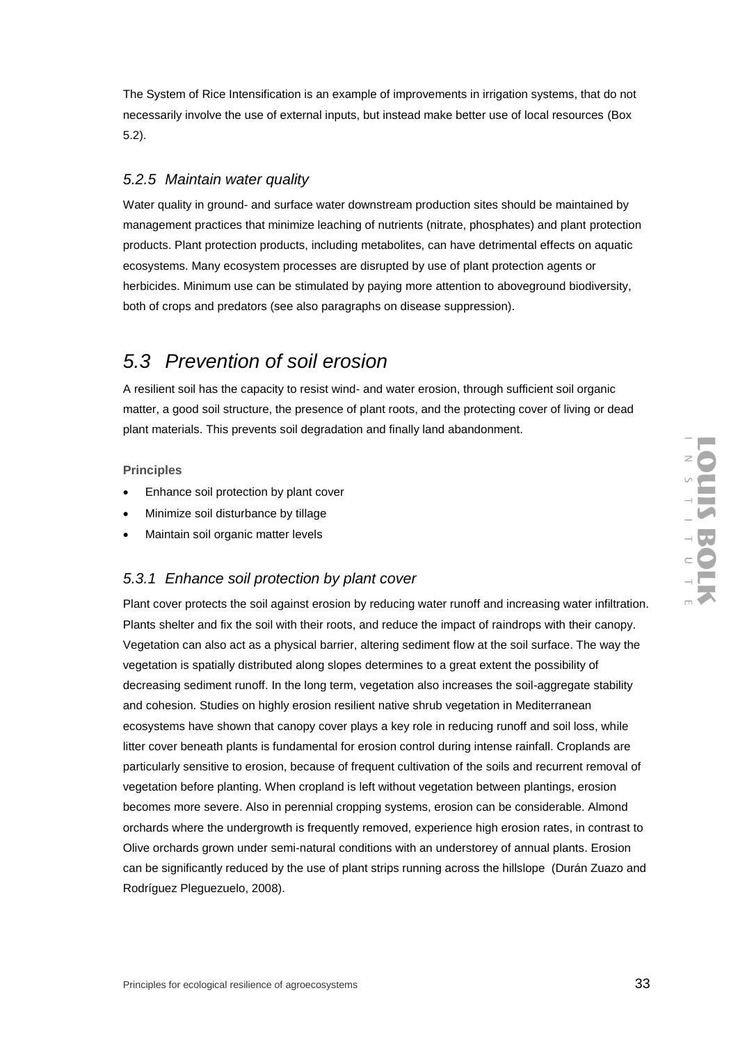The System of Rice Intensification is an example of improvements in irrigation systems, that do not necessarily involve the use of external inputs, but instead make better use of local resources (Box 5.2).

### *5.2.5 Maintain water quality*

Water quality in ground- and surface water downstream production sites should be maintained by management practices that minimize leaching of nutrients (nitrate, phosphates) and plant protection products. Plant protection products, including metabolites, can have detrimental effects on aquatic ecosystems. Many ecosystem processes are disrupted by use of plant protection agents or herbicides. Minimum use can be stimulated by paying more attention to aboveground biodiversity, both of crops and predators (see also paragraphs on disease suppression).

## *5.3 Prevention of soil erosion*

A resilient soil has the capacity to resist wind- and water erosion, through sufficient soil organic matter, a good soil structure, the presence of plant roots, and the protecting cover of living or dead plant materials. This prevents soil degradation and finally land abandonment.

**Principles**

- Enhance soil protection by plant cover
- Minimize soil disturbance by tillage
- Maintain soil organic matter levels

### *5.3.1 Enhance soil protection by plant cover*

Plant cover protects the soil against erosion by reducing water runoff and increasing water infiltration. Plants shelter and fix the soil with their roots, and reduce the impact of raindrops with their canopy. Vegetation can also act as a physical barrier, altering sediment flow at the soil surface. The way the vegetation is spatially distributed along slopes determines to a great extent the possibility of decreasing sediment runoff. In the long term, vegetation also increases the soil-aggregate stability and cohesion. Studies on highly erosion resilient native shrub vegetation in Mediterranean ecosystems have shown that canopy cover plays a key role in reducing runoff and soil loss, while litter cover beneath plants is fundamental for erosion control during intense rainfall. Croplands are particularly sensitive to erosion, because of frequent cultivation of the soils and recurrent removal of vegetation before planting. When cropland is left without vegetation between plantings, erosion becomes more severe. Also in perennial cropping systems, erosion can be considerable. Almond orchards where the undergrowth is frequently removed, experience high erosion rates, in contrast to Olive orchards grown under semi-natural conditions with an understorey of annual plants. Erosion can be significantly reduced by the use of plant strips running across the hillslope (Durán Zuazo and Rodríguez Pleguezuelo, 2008).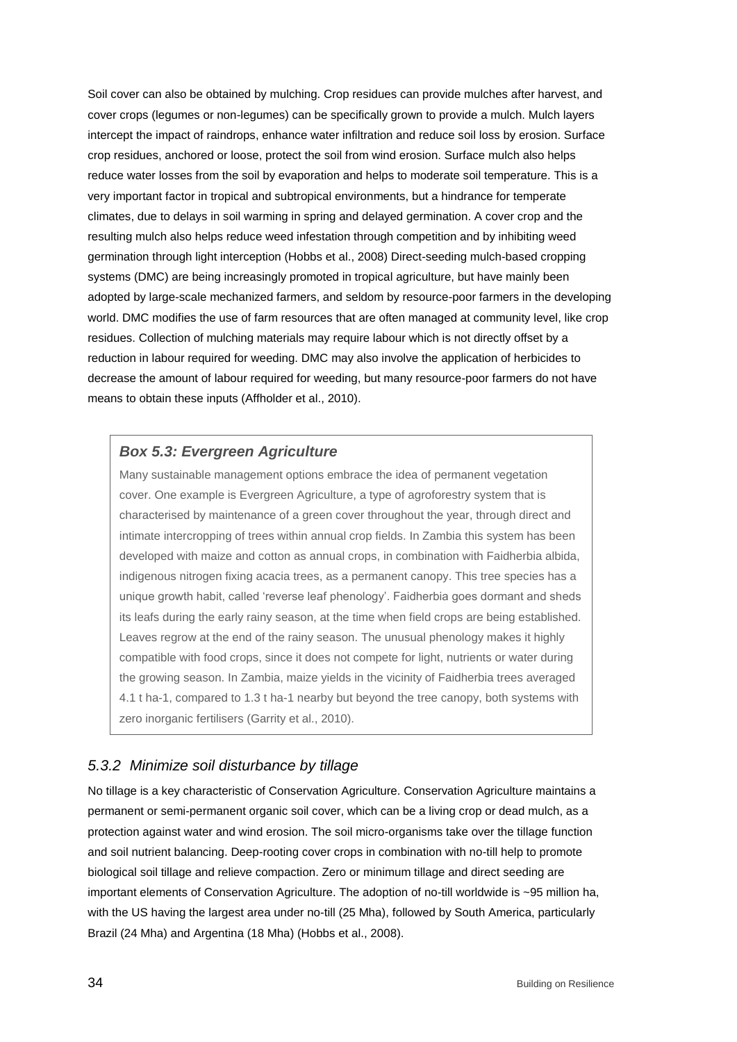Soil cover can also be obtained by mulching. Crop residues can provide mulches after harvest, and cover crops (legumes or non-legumes) can be specifically grown to provide a mulch. Mulch layers intercept the impact of raindrops, enhance water infiltration and reduce soil loss by erosion. Surface crop residues, anchored or loose, protect the soil from wind erosion. Surface mulch also helps reduce water losses from the soil by evaporation and helps to moderate soil temperature. This is a very important factor in tropical and subtropical environments, but a hindrance for temperate climates, due to delays in soil warming in spring and delayed germination. A cover crop and the resulting mulch also helps reduce weed infestation through competition and by inhibiting weed germination through light interception (Hobbs et al., 2008) Direct-seeding mulch-based cropping systems (DMC) are being increasingly promoted in tropical agriculture, but have mainly been adopted by large-scale mechanized farmers, and seldom by resource-poor farmers in the developing world. DMC modifies the use of farm resources that are often managed at community level, like crop residues. Collection of mulching materials may require labour which is not directly offset by a reduction in labour required for weeding. DMC may also involve the application of herbicides to decrease the amount of labour required for weeding, but many resource-poor farmers do not have means to obtain these inputs (Affholder et al., 2010).

> ***Box 5.3: Evergreen Agriculture***
>
> Many sustainable management options embrace the idea of permanent vegetation cover. One example is Evergreen Agriculture, a type of agroforestry system that is characterised by maintenance of a green cover throughout the year, through direct and intimate intercropping of trees within annual crop fields. In Zambia this system has been developed with maize and cotton as annual crops, in combination with Faidherbia albida, indigenous nitrogen fixing acacia trees, as a permanent canopy. This tree species has a unique growth habit, called 'reverse leaf phenology'. Faidherbia goes dormant and sheds its leafs during the early rainy season, at the time when field crops are being established. Leaves regrow at the end of the rainy season. The unusual phenology makes it highly compatible with food crops, since it does not compete for light, nutrients or water during the growing season. In Zambia, maize yields in the vicinity of Faidherbia trees averaged 4.1 t ha-1, compared to 1.3 t ha-1 nearby but beyond the tree canopy, both systems with zero inorganic fertilisers (Garrity et al., 2010).

### *5.3.2 Minimize soil disturbance by tillage*

No tillage is a key characteristic of Conservation Agriculture. Conservation Agriculture maintains a permanent or semi-permanent organic soil cover, which can be a living crop or dead mulch, as a protection against water and wind erosion. The soil micro-organisms take over the tillage function and soil nutrient balancing. Deep-rooting cover crops in combination with no-till help to promote biological soil tillage and relieve compaction. Zero or minimum tillage and direct seeding are important elements of Conservation Agriculture. The adoption of no-till worldwide is ~95 million ha, with the US having the largest area under no-till (25 Mha), followed by South America, particularly Brazil (24 Mha) and Argentina (18 Mha) (Hobbs et al., 2008).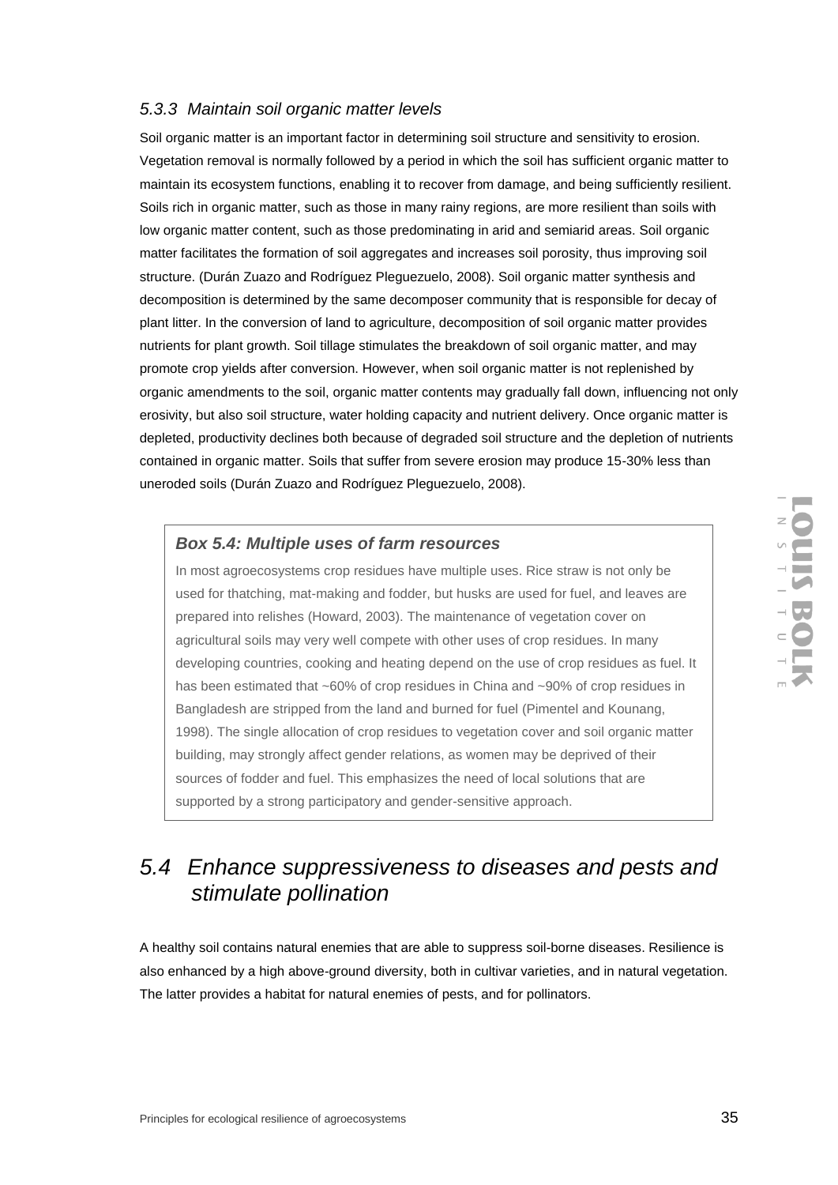### 5.3.3 Maintain soil organic matter levels

Soil organic matter is an important factor in determining soil structure and sensitivity to erosion. Vegetation removal is normally followed by a period in which the soil has sufficient organic matter to maintain its ecosystem functions, enabling it to recover from damage, and being sufficiently resilient. Soils rich in organic matter, such as those in many rainy regions, are more resilient than soils with low organic matter content, such as those predominating in arid and semiarid areas. Soil organic matter facilitates the formation of soil aggregates and increases soil porosity, thus improving soil structure. (Durán Zuazo and Rodríguez Pleguezuelo, 2008). Soil organic matter synthesis and decomposition is determined by the same decomposer community that is responsible for decay of plant litter. In the conversion of land to agriculture, decomposition of soil organic matter provides nutrients for plant growth. Soil tillage stimulates the breakdown of soil organic matter, and may promote crop yields after conversion. However, when soil organic matter is not replenished by organic amendments to the soil, organic matter contents may gradually fall down, influencing not only erosivity, but also soil structure, water holding capacity and nutrient delivery. Once organic matter is depleted, productivity declines both because of degraded soil structure and the depletion of nutrients contained in organic matter. Soils that suffer from severe erosion may produce 15-30% less than uneroded soils (Durán Zuazo and Rodríguez Pleguezuelo, 2008).

> ***Box 5.4: Multiple uses of farm resources***
>
> In most agroecosystems crop residues have multiple uses. Rice straw is not only be used for thatching, mat-making and fodder, but husks are used for fuel, and leaves are prepared into relishes (Howard, 2003). The maintenance of vegetation cover on agricultural soils may very well compete with other uses of crop residues. In many developing countries, cooking and heating depend on the use of crop residues as fuel. It has been estimated that ~60% of crop residues in China and ~90% of crop residues in Bangladesh are stripped from the land and burned for fuel (Pimentel and Kounang, 1998). The single allocation of crop residues to vegetation cover and soil organic matter building, may strongly affect gender relations, as women may be deprived of their sources of fodder and fuel. This emphasizes the need of local solutions that are supported by a strong participatory and gender-sensitive approach.

## 5.4 Enhance suppressiveness to diseases and pests and stimulate pollination

A healthy soil contains natural enemies that are able to suppress soil-borne diseases. Resilience is also enhanced by a high above-ground diversity, both in cultivar varieties, and in natural vegetation. The latter provides a habitat for natural enemies of pests, and for pollinators.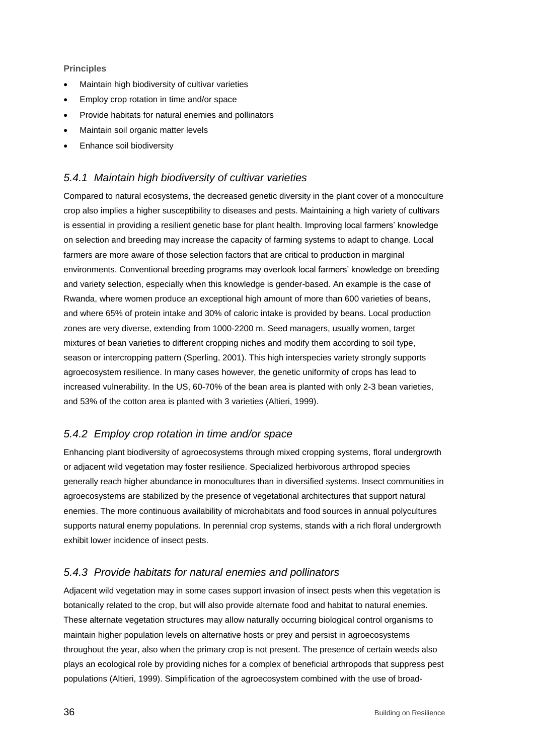**Principles**

- Maintain high biodiversity of cultivar varieties
- Employ crop rotation in time and/or space
- Provide habitats for natural enemies and pollinators
- Maintain soil organic matter levels
- Enhance soil biodiversity

### *5.4.1 Maintain high biodiversity of cultivar varieties*

Compared to natural ecosystems, the decreased genetic diversity in the plant cover of a monoculture crop also implies a higher susceptibility to diseases and pests. Maintaining a high variety of cultivars is essential in providing a resilient genetic base for plant health. Improving local farmers' knowledge on selection and breeding may increase the capacity of farming systems to adapt to change. Local farmers are more aware of those selection factors that are critical to production in marginal environments. Conventional breeding programs may overlook local farmers' knowledge on breeding and variety selection, especially when this knowledge is gender-based. An example is the case of Rwanda, where women produce an exceptional high amount of more than 600 varieties of beans, and where 65% of protein intake and 30% of caloric intake is provided by beans. Local production zones are very diverse, extending from 1000-2200 m. Seed managers, usually women, target mixtures of bean varieties to different cropping niches and modify them according to soil type, season or intercropping pattern (Sperling, 2001). This high interspecies variety strongly supports agroecosystem resilience. In many cases however, the genetic uniformity of crops has lead to increased vulnerability. In the US, 60-70% of the bean area is planted with only 2-3 bean varieties, and 53% of the cotton area is planted with 3 varieties (Altieri, 1999).

### *5.4.2 Employ crop rotation in time and/or space*

Enhancing plant biodiversity of agroecosystems through mixed cropping systems, floral undergrowth or adjacent wild vegetation may foster resilience. Specialized herbivorous arthropod species generally reach higher abundance in monocultures than in diversified systems. Insect communities in agroecosystems are stabilized by the presence of vegetational architectures that support natural enemies. The more continuous availability of microhabitats and food sources in annual polycultures supports natural enemy populations. In perennial crop systems, stands with a rich floral undergrowth exhibit lower incidence of insect pests.

### *5.4.3 Provide habitats for natural enemies and pollinators*

Adjacent wild vegetation may in some cases support invasion of insect pests when this vegetation is botanically related to the crop, but will also provide alternate food and habitat to natural enemies. These alternate vegetation structures may allow naturally occurring biological control organisms to maintain higher population levels on alternative hosts or prey and persist in agroecosystems throughout the year, also when the primary crop is not present. The presence of certain weeds also plays an ecological role by providing niches for a complex of beneficial arthropods that suppress pest populations (Altieri, 1999). Simplification of the agroecosystem combined with the use of broad-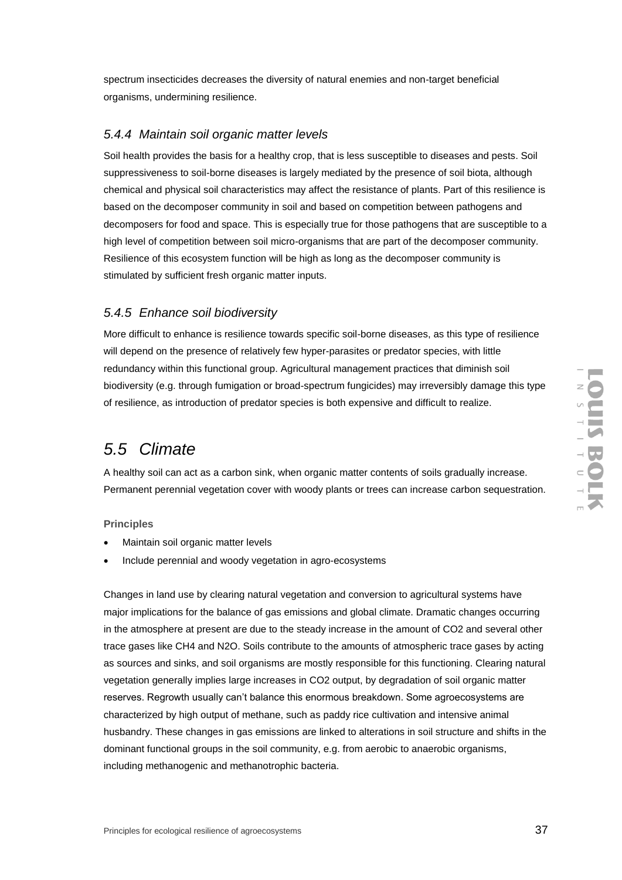spectrum insecticides decreases the diversity of natural enemies and non-target beneficial organisms, undermining resilience.

### *5.4.4 Maintain soil organic matter levels*

Soil health provides the basis for a healthy crop, that is less susceptible to diseases and pests. Soil suppressiveness to soil-borne diseases is largely mediated by the presence of soil biota, although chemical and physical soil characteristics may affect the resistance of plants. Part of this resilience is based on the decomposer community in soil and based on competition between pathogens and decomposers for food and space. This is especially true for those pathogens that are susceptible to a high level of competition between soil micro-organisms that are part of the decomposer community. Resilience of this ecosystem function will be high as long as the decomposer community is stimulated by sufficient fresh organic matter inputs.

### *5.4.5 Enhance soil biodiversity*

More difficult to enhance is resilience towards specific soil-borne diseases, as this type of resilience will depend on the presence of relatively few hyper-parasites or predator species, with little redundancy within this functional group. Agricultural management practices that diminish soil biodiversity (e.g. through fumigation or broad-spectrum fungicides) may irreversibly damage this type of resilience, as introduction of predator species is both expensive and difficult to realize.

## *5.5 Climate*

A healthy soil can act as a carbon sink, when organic matter contents of soils gradually increase. Permanent perennial vegetation cover with woody plants or trees can increase carbon sequestration.

**Principles**

- Maintain soil organic matter levels
- Include perennial and woody vegetation in agro-ecosystems

Changes in land use by clearing natural vegetation and conversion to agricultural systems have major implications for the balance of gas emissions and global climate. Dramatic changes occurring in the atmosphere at present are due to the steady increase in the amount of $CO_2$ and several other trace gases like $CH_4$ and $N_2O$. Soils contribute to the amounts of atmospheric trace gases by acting as sources and sinks, and soil organisms are mostly responsible for this functioning. Clearing natural vegetation generally implies large increases in $CO_2$ output, by degradation of soil organic matter reserves. Regrowth usually can't balance this enormous breakdown. Some agroecosystems are characterized by high output of methane, such as paddy rice cultivation and intensive animal husbandry. These changes in gas emissions are linked to alterations in soil structure and shifts in the dominant functional groups in the soil community, e.g. from aerobic to anaerobic organisms, including methanogenic and methanotrophic bacteria.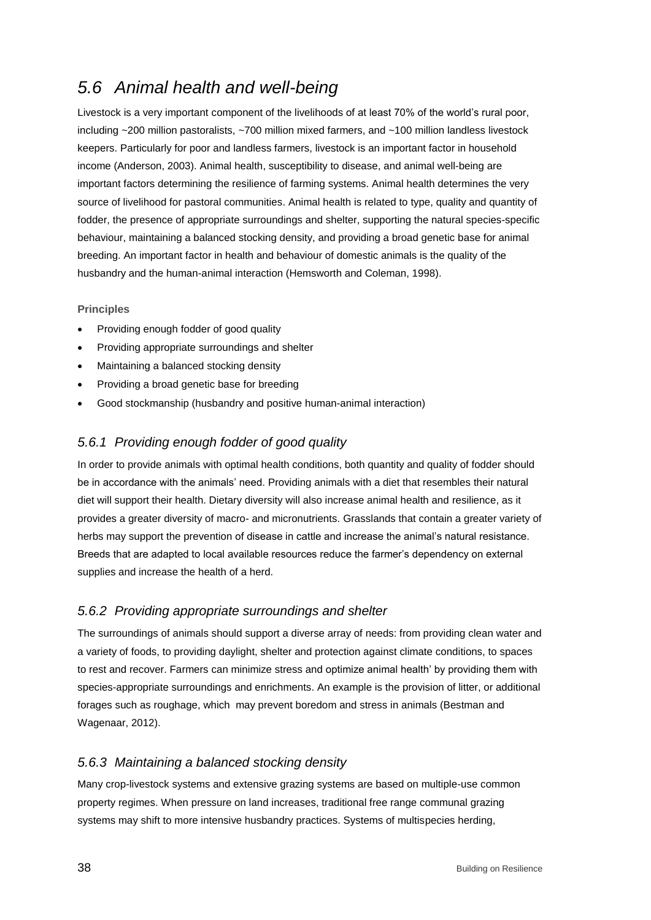## 5.6 Animal health and well-being

Livestock is a very important component of the livelihoods of at least 70% of the world's rural poor, including ~200 million pastoralists, ~700 million mixed farmers, and ~100 million landless livestock keepers. Particularly for poor and landless farmers, livestock is an important factor in household income (Anderson, 2003). Animal health, susceptibility to disease, and animal well-being are important factors determining the resilience of farming systems. Animal health determines the very source of livelihood for pastoral communities. Animal health is related to type, quality and quantity of fodder, the presence of appropriate surroundings and shelter, supporting the natural species-specific behaviour, maintaining a balanced stocking density, and providing a broad genetic base for animal breeding. An important factor in health and behaviour of domestic animals is the quality of the husbandry and the human-animal interaction (Hemsworth and Coleman, 1998).

**Principles**

- Providing enough fodder of good quality
- Providing appropriate surroundings and shelter
- Maintaining a balanced stocking density
- Providing a broad genetic base for breeding
- Good stockmanship (husbandry and positive human-animal interaction)

### 5.6.1 Providing enough fodder of good quality

In order to provide animals with optimal health conditions, both quantity and quality of fodder should be in accordance with the animals' need. Providing animals with a diet that resembles their natural diet will support their health. Dietary diversity will also increase animal health and resilience, as it provides a greater diversity of macro- and micronutrients. Grasslands that contain a greater variety of herbs may support the prevention of disease in cattle and increase the animal's natural resistance. Breeds that are adapted to local available resources reduce the farmer's dependency on external supplies and increase the health of a herd.

### 5.6.2 Providing appropriate surroundings and shelter

The surroundings of animals should support a diverse array of needs: from providing clean water and a variety of foods, to providing daylight, shelter and protection against climate conditions, to spaces to rest and recover. Farmers can minimize stress and optimize animal health' by providing them with species-appropriate surroundings and enrichments. An example is the provision of litter, or additional forages such as roughage, which may prevent boredom and stress in animals (Bestman and Wagenaar, 2012).

### 5.6.3 Maintaining a balanced stocking density

Many crop-livestock systems and extensive grazing systems are based on multiple-use common property regimes. When pressure on land increases, traditional free range communal grazing systems may shift to more intensive husbandry practices. Systems of multispecies herding,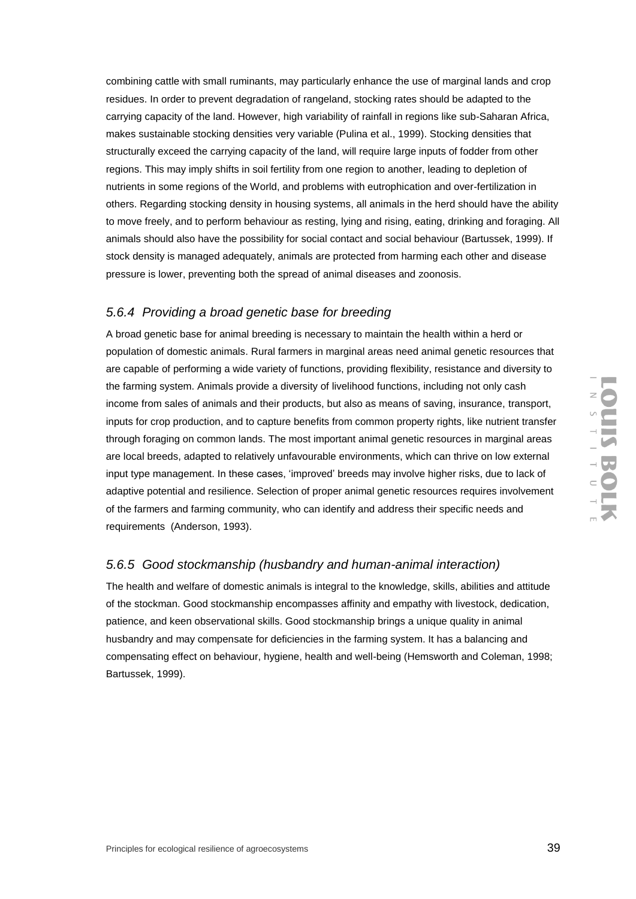combining cattle with small ruminants, may particularly enhance the use of marginal lands and crop residues. In order to prevent degradation of rangeland, stocking rates should be adapted to the carrying capacity of the land. However, high variability of rainfall in regions like sub-Saharan Africa, makes sustainable stocking densities very variable (Pulina et al., 1999). Stocking densities that structurally exceed the carrying capacity of the land, will require large inputs of fodder from other regions. This may imply shifts in soil fertility from one region to another, leading to depletion of nutrients in some regions of the World, and problems with eutrophication and over-fertilization in others. Regarding stocking density in housing systems, all animals in the herd should have the ability to move freely, and to perform behaviour as resting, lying and rising, eating, drinking and foraging. All animals should also have the possibility for social contact and social behaviour (Bartussek, 1999). If stock density is managed adequately, animals are protected from harming each other and disease pressure is lower, preventing both the spread of animal diseases and zoonosis.

### *5.6.4 Providing a broad genetic base for breeding*

A broad genetic base for animal breeding is necessary to maintain the health within a herd or population of domestic animals. Rural farmers in marginal areas need animal genetic resources that are capable of performing a wide variety of functions, providing flexibility, resistance and diversity to the farming system. Animals provide a diversity of livelihood functions, including not only cash income from sales of animals and their products, but also as means of saving, insurance, transport, inputs for crop production, and to capture benefits from common property rights, like nutrient transfer through foraging on common lands. The most important animal genetic resources in marginal areas are local breeds, adapted to relatively unfavourable environments, which can thrive on low external input type management. In these cases, 'improved' breeds may involve higher risks, due to lack of adaptive potential and resilience. Selection of proper animal genetic resources requires involvement of the farmers and farming community, who can identify and address their specific needs and requirements (Anderson, 1993).

### *5.6.5 Good stockmanship (husbandry and human-animal interaction)*

The health and welfare of domestic animals is integral to the knowledge, skills, abilities and attitude of the stockman. Good stockmanship encompasses affinity and empathy with livestock, dedication, patience, and keen observational skills. Good stockmanship brings a unique quality in animal husbandry and may compensate for deficiencies in the farming system. It has a balancing and compensating effect on behaviour, hygiene, health and well-being (Hemsworth and Coleman, 1998; Bartussek, 1999).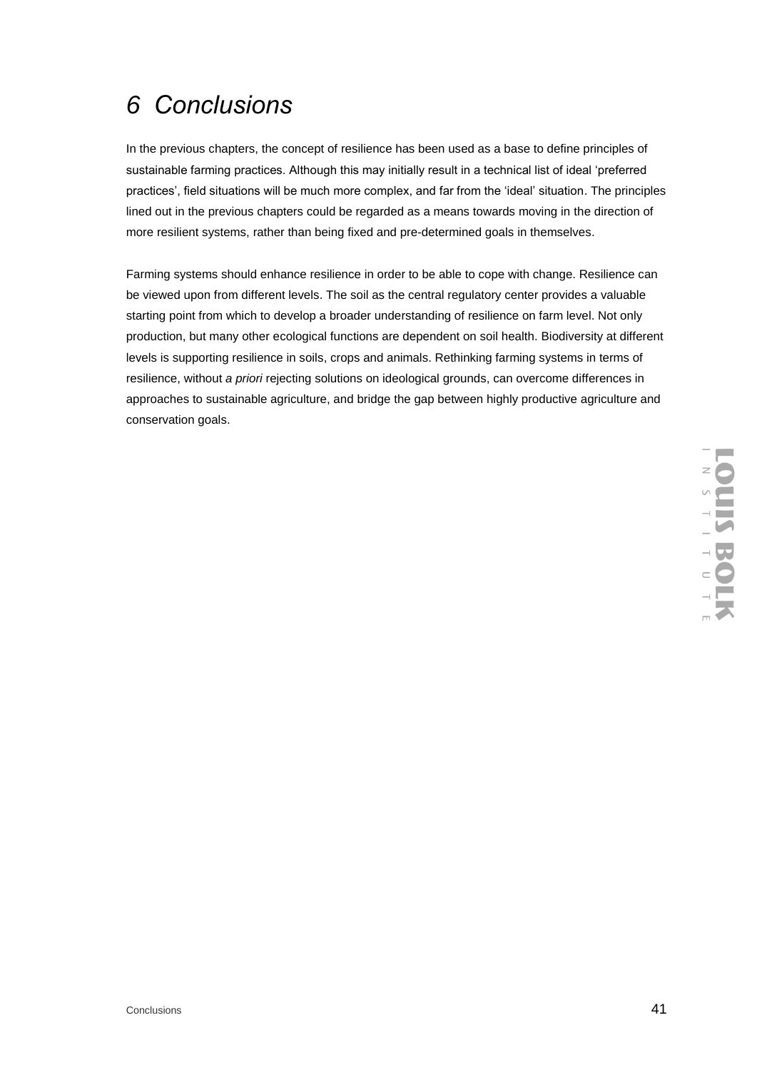# *6 Conclusions*

In the previous chapters, the concept of resilience has been used as a base to define principles of sustainable farming practices. Although this may initially result in a technical list of ideal 'preferred practices', field situations will be much more complex, and far from the 'ideal' situation. The principles lined out in the previous chapters could be regarded as a means towards moving in the direction of more resilient systems, rather than being fixed and pre-determined goals in themselves.

Farming systems should enhance resilience in order to be able to cope with change. Resilience can be viewed upon from different levels. The soil as the central regulatory center provides a valuable starting point from which to develop a broader understanding of resilience on farm level. Not only production, but many other ecological functions are dependent on soil health. Biodiversity at different levels is supporting resilience in soils, crops and animals. Rethinking farming systems in terms of resilience, without *a priori* rejecting solutions on ideological grounds, can overcome differences in approaches to sustainable agriculture, and bridge the gap between highly productive agriculture and conservation goals.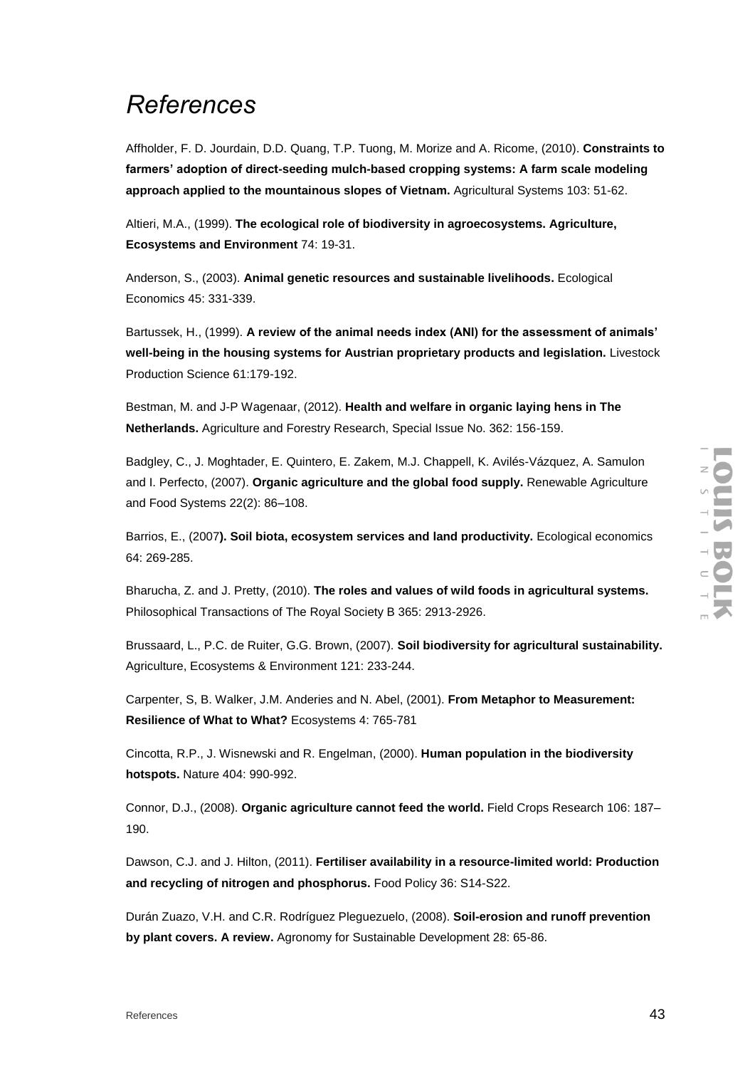# *References*

Affholder, F. D. Jourdain, D.D. Quang, T.P. Tuong, M. Morize and A. Ricome, (2010). **Constraints to farmers' adoption of direct-seeding mulch-based cropping systems: A farm scale modeling approach applied to the mountainous slopes of Vietnam.** Agricultural Systems 103: 51-62.

Altieri, M.A., (1999). **The ecological role of biodiversity in agroecosystems. Agriculture, Ecosystems and Environment** 74: 19-31.

Anderson, S., (2003). **Animal genetic resources and sustainable livelihoods.** Ecological Economics 45: 331-339.

Bartussek, H., (1999). **A review of the animal needs index (ANI) for the assessment of animals' well-being in the housing systems for Austrian proprietary products and legislation.** Livestock Production Science 61:179-192.

Bestman, M. and J-P Wagenaar, (2012). **Health and welfare in organic laying hens in The Netherlands.** Agriculture and Forestry Research, Special Issue No. 362: 156-159.

Badgley, C., J. Moghtader, E. Quintero, E. Zakem, M.J. Chappell, K. Avilés-Vázquez, A. Samulon and I. Perfecto, (2007). **Organic agriculture and the global food supply.** Renewable Agriculture and Food Systems 22(2): 86–108.

Barrios, E., (2007**). Soil biota, ecosystem services and land productivity.** Ecological economics 64: 269-285.

Bharucha, Z. and J. Pretty, (2010). **The roles and values of wild foods in agricultural systems.** Philosophical Transactions of The Royal Society B 365: 2913-2926.

Brussaard, L., P.C. de Ruiter, G.G. Brown, (2007). **Soil biodiversity for agricultural sustainability.** Agriculture, Ecosystems & Environment 121: 233-244.

Carpenter, S, B. Walker, J.M. Anderies and N. Abel, (2001). **From Metaphor to Measurement: Resilience of What to What?** Ecosystems 4: 765-781

Cincotta, R.P., J. Wisnewski and R. Engelman, (2000). **Human population in the biodiversity hotspots.** Nature 404: 990-992.

Connor, D.J., (2008). **Organic agriculture cannot feed the world.** Field Crops Research 106: 187–190.

Dawson, C.J. and J. Hilton, (2011). **Fertiliser availability in a resource-limited world: Production and recycling of nitrogen and phosphorus.** Food Policy 36: S14-S22.

Durán Zuazo, V.H. and C.R. Rodríguez Pleguezuelo, (2008). **Soil-erosion and runoff prevention by plant covers. A review.** Agronomy for Sustainable Development 28: 65-86.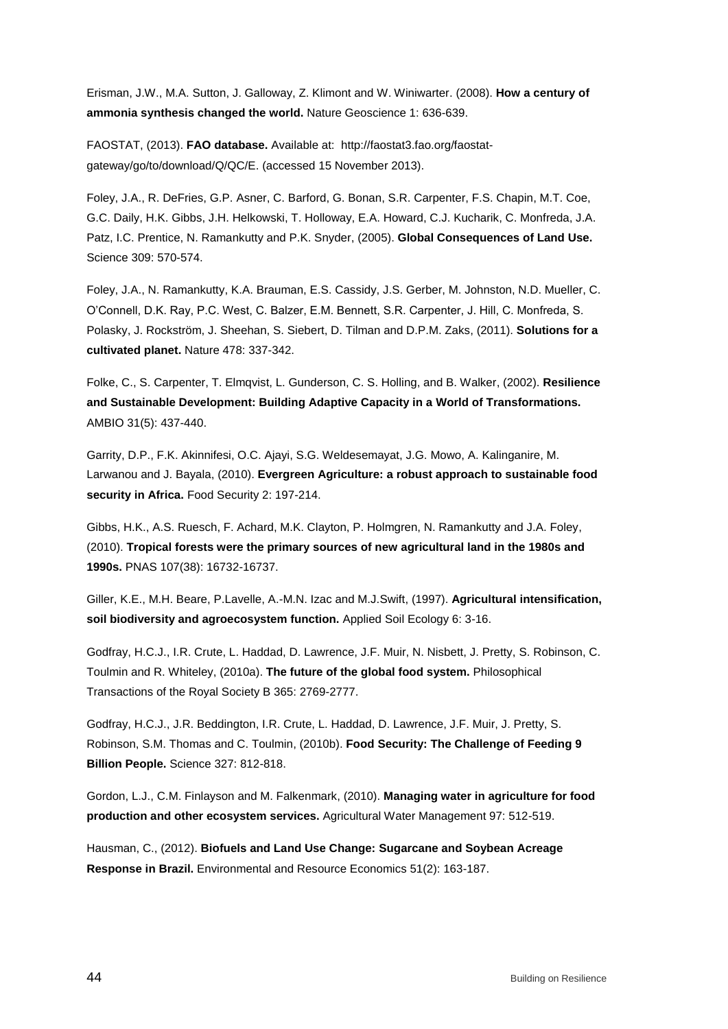Erisman, J.W., M.A. Sutton, J. Galloway, Z. Klimont and W. Winiwarter. (2008). **How a century of ammonia synthesis changed the world.** Nature Geoscience 1: 636-639.

FAOSTAT, (2013). **FAO database.** Available at: http://faostat3.fao.org/faostat-gateway/go/to/download/Q/QC/E. (accessed 15 November 2013).

Foley, J.A., R. DeFries, G.P. Asner, C. Barford, G. Bonan, S.R. Carpenter, F.S. Chapin, M.T. Coe, G.C. Daily, H.K. Gibbs, J.H. Helkowski, T. Holloway, E.A. Howard, C.J. Kucharik, C. Monfreda, J.A. Patz, I.C. Prentice, N. Ramankutty and P.K. Snyder, (2005). **Global Consequences of Land Use.** Science 309: 570-574.

Foley, J.A., N. Ramankutty, K.A. Brauman, E.S. Cassidy, J.S. Gerber, M. Johnston, N.D. Mueller, C. O'Connell, D.K. Ray, P.C. West, C. Balzer, E.M. Bennett, S.R. Carpenter, J. Hill, C. Monfreda, S. Polasky, J. Rockström, J. Sheehan, S. Siebert, D. Tilman and D.P.M. Zaks, (2011). **Solutions for a cultivated planet.** Nature 478: 337-342.

Folke, C., S. Carpenter, T. Elmqvist, L. Gunderson, C. S. Holling, and B. Walker, (2002). **Resilience and Sustainable Development: Building Adaptive Capacity in a World of Transformations.** AMBIO 31(5): 437-440.

Garrity, D.P., F.K. Akinnifesi, O.C. Ajayi, S.G. Weldesemayat, J.G. Mowo, A. Kalinganire, M. Larwanou and J. Bayala, (2010). **Evergreen Agriculture: a robust approach to sustainable food security in Africa.** Food Security 2: 197-214.

Gibbs, H.K., A.S. Ruesch, F. Achard, M.K. Clayton, P. Holmgren, N. Ramankutty and J.A. Foley, (2010). **Tropical forests were the primary sources of new agricultural land in the 1980s and 1990s.** PNAS 107(38): 16732-16737.

Giller, K.E., M.H. Beare, P.Lavelle, A.-M.N. Izac and M.J.Swift, (1997). **Agricultural intensification, soil biodiversity and agroecosystem function.** Applied Soil Ecology 6: 3-16.

Godfray, H.C.J., I.R. Crute, L. Haddad, D. Lawrence, J.F. Muir, N. Nisbett, J. Pretty, S. Robinson, C. Toulmin and R. Whiteley, (2010a). **The future of the global food system.** Philosophical Transactions of the Royal Society B 365: 2769-2777.

Godfray, H.C.J., J.R. Beddington, I.R. Crute, L. Haddad, D. Lawrence, J.F. Muir, J. Pretty, S. Robinson, S.M. Thomas and C. Toulmin, (2010b). **Food Security: The Challenge of Feeding 9 Billion People.** Science 327: 812-818.

Gordon, L.J., C.M. Finlayson and M. Falkenmark, (2010). **Managing water in agriculture for food production and other ecosystem services.** Agricultural Water Management 97: 512-519.

Hausman, C., (2012). **Biofuels and Land Use Change: Sugarcane and Soybean Acreage Response in Brazil.** Environmental and Resource Economics 51(2): 163-187.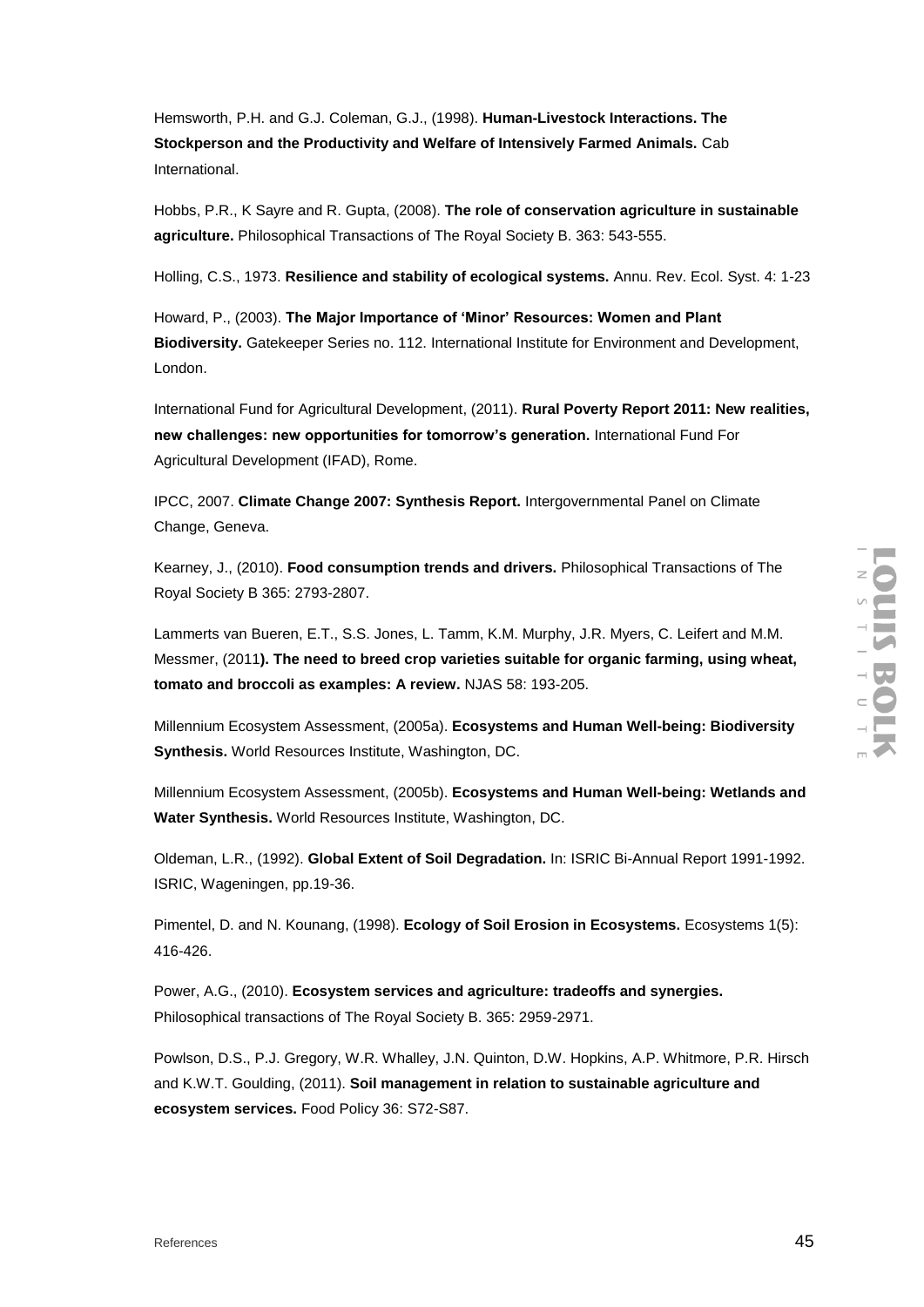Hemsworth, P.H. and G.J. Coleman, G.J., (1998). **Human-Livestock Interactions. The Stockperson and the Productivity and Welfare of Intensively Farmed Animals.** Cab International.

Hobbs, P.R., K Sayre and R. Gupta, (2008). **The role of conservation agriculture in sustainable agriculture.** Philosophical Transactions of The Royal Society B. 363: 543-555.

Holling, C.S., 1973. **Resilience and stability of ecological systems.** Annu. Rev. Ecol. Syst. 4: 1-23

Howard, P., (2003). **The Major Importance of 'Minor' Resources: Women and Plant Biodiversity.** Gatekeeper Series no. 112. International Institute for Environment and Development, London.

International Fund for Agricultural Development, (2011). **Rural Poverty Report 2011: New realities, new challenges: new opportunities for tomorrow's generation.** International Fund For Agricultural Development (IFAD), Rome.

IPCC, 2007. **Climate Change 2007: Synthesis Report.** Intergovernmental Panel on Climate Change, Geneva.

Kearney, J., (2010). **Food consumption trends and drivers.** Philosophical Transactions of The Royal Society B 365: 2793-2807.

Lammerts van Bueren, E.T., S.S. Jones, L. Tamm, K.M. Murphy, J.R. Myers, C. Leifert and M.M. Messmer, (2011**). The need to breed crop varieties suitable for organic farming, using wheat, tomato and broccoli as examples: A review.** NJAS 58: 193-205.

Millennium Ecosystem Assessment, (2005a). **Ecosystems and Human Well-being: Biodiversity Synthesis.** World Resources Institute, Washington, DC.

Millennium Ecosystem Assessment, (2005b). **Ecosystems and Human Well-being: Wetlands and Water Synthesis.** World Resources Institute, Washington, DC.

Oldeman, L.R., (1992). **Global Extent of Soil Degradation.** In: ISRIC Bi-Annual Report 1991-1992. ISRIC, Wageningen, pp.19-36.

Pimentel, D. and N. Kounang, (1998). **Ecology of Soil Erosion in Ecosystems.** Ecosystems 1(5): 416-426.

Power, A.G., (2010). **Ecosystem services and agriculture: tradeoffs and synergies.** Philosophical transactions of The Royal Society B. 365: 2959-2971.

Powlson, D.S., P.J. Gregory, W.R. Whalley, J.N. Quinton, D.W. Hopkins, A.P. Whitmore, P.R. Hirsch and K.W.T. Goulding, (2011). **Soil management in relation to sustainable agriculture and ecosystem services.** Food Policy 36: S72-S87.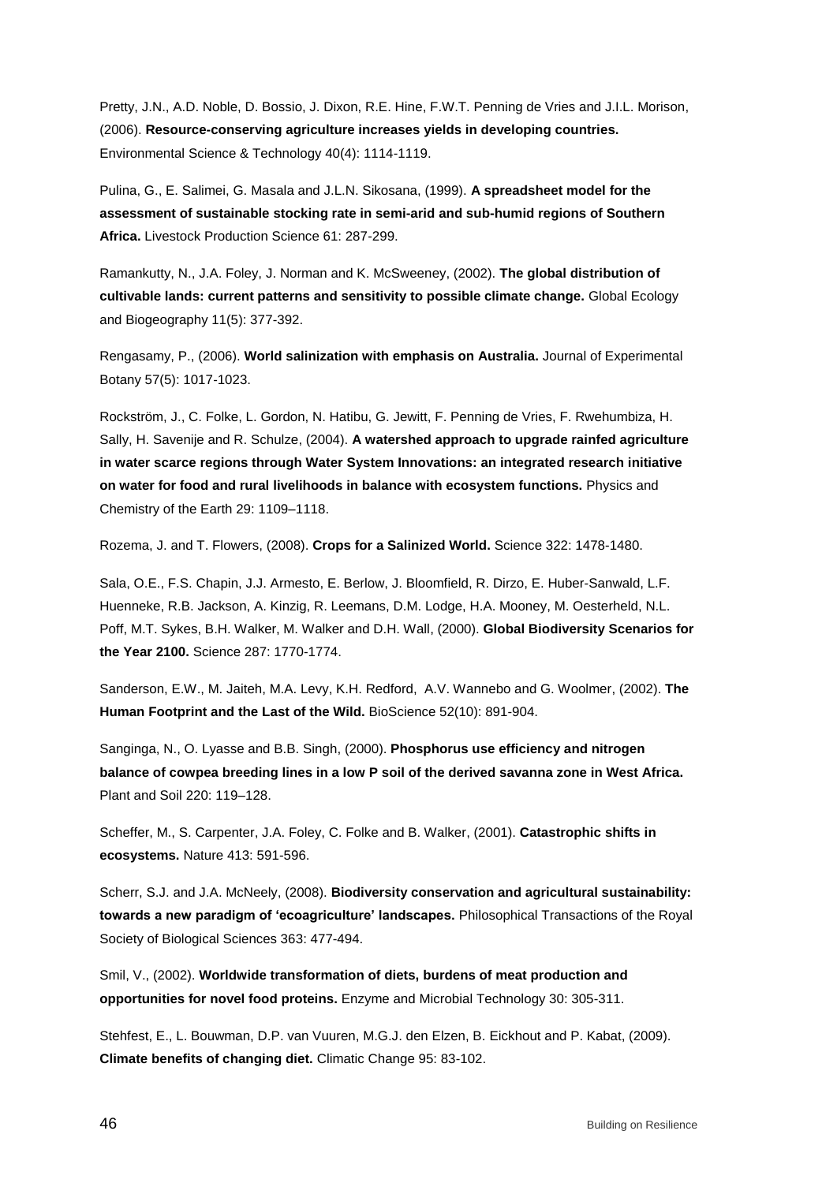Pretty, J.N., A.D. Noble, D. Bossio, J. Dixon, R.E. Hine, F.W.T. Penning de Vries and J.I.L. Morison, (2006). **Resource-conserving agriculture increases yields in developing countries.** Environmental Science & Technology 40(4): 1114-1119.

Pulina, G., E. Salimei, G. Masala and J.L.N. Sikosana, (1999). **A spreadsheet model for the assessment of sustainable stocking rate in semi-arid and sub-humid regions of Southern Africa.** Livestock Production Science 61: 287-299.

Ramankutty, N., J.A. Foley, J. Norman and K. McSweeney, (2002). **The global distribution of cultivable lands: current patterns and sensitivity to possible climate change.** Global Ecology and Biogeography 11(5): 377-392.

Rengasamy, P., (2006). **World salinization with emphasis on Australia.** Journal of Experimental Botany 57(5): 1017-1023.

Rockström, J., C. Folke, L. Gordon, N. Hatibu, G. Jewitt, F. Penning de Vries, F. Rwehumbiza, H. Sally, H. Savenije and R. Schulze, (2004). **A watershed approach to upgrade rainfed agriculture in water scarce regions through Water System Innovations: an integrated research initiative on water for food and rural livelihoods in balance with ecosystem functions.** Physics and Chemistry of the Earth 29: 1109–1118.

Rozema, J. and T. Flowers, (2008). **Crops for a Salinized World.** Science 322: 1478-1480.

Sala, O.E., F.S. Chapin, J.J. Armesto, E. Berlow, J. Bloomfield, R. Dirzo, E. Huber-Sanwald, L.F. Huenneke, R.B. Jackson, A. Kinzig, R. Leemans, D.M. Lodge, H.A. Mooney, M. Oesterheld, N.L. Poff, M.T. Sykes, B.H. Walker, M. Walker and D.H. Wall, (2000). **Global Biodiversity Scenarios for the Year 2100.** Science 287: 1770-1774.

Sanderson, E.W., M. Jaiteh, M.A. Levy, K.H. Redford, A.V. Wannebo and G. Woolmer, (2002). **The Human Footprint and the Last of the Wild.** BioScience 52(10): 891-904.

Sanginga, N., O. Lyasse and B.B. Singh, (2000). **Phosphorus use efficiency and nitrogen balance of cowpea breeding lines in a low P soil of the derived savanna zone in West Africa.** Plant and Soil 220: 119–128.

Scheffer, M., S. Carpenter, J.A. Foley, C. Folke and B. Walker, (2001). **Catastrophic shifts in ecosystems.** Nature 413: 591-596.

Scherr, S.J. and J.A. McNeely, (2008). **Biodiversity conservation and agricultural sustainability: towards a new paradigm of 'ecoagriculture' landscapes.** Philosophical Transactions of the Royal Society of Biological Sciences 363: 477-494.

Smil, V., (2002). **Worldwide transformation of diets, burdens of meat production and opportunities for novel food proteins.** Enzyme and Microbial Technology 30: 305-311.

Stehfest, E., L. Bouwman, D.P. van Vuuren, M.G.J. den Elzen, B. Eickhout and P. Kabat, (2009). **Climate benefits of changing diet.** Climatic Change 95: 83-102.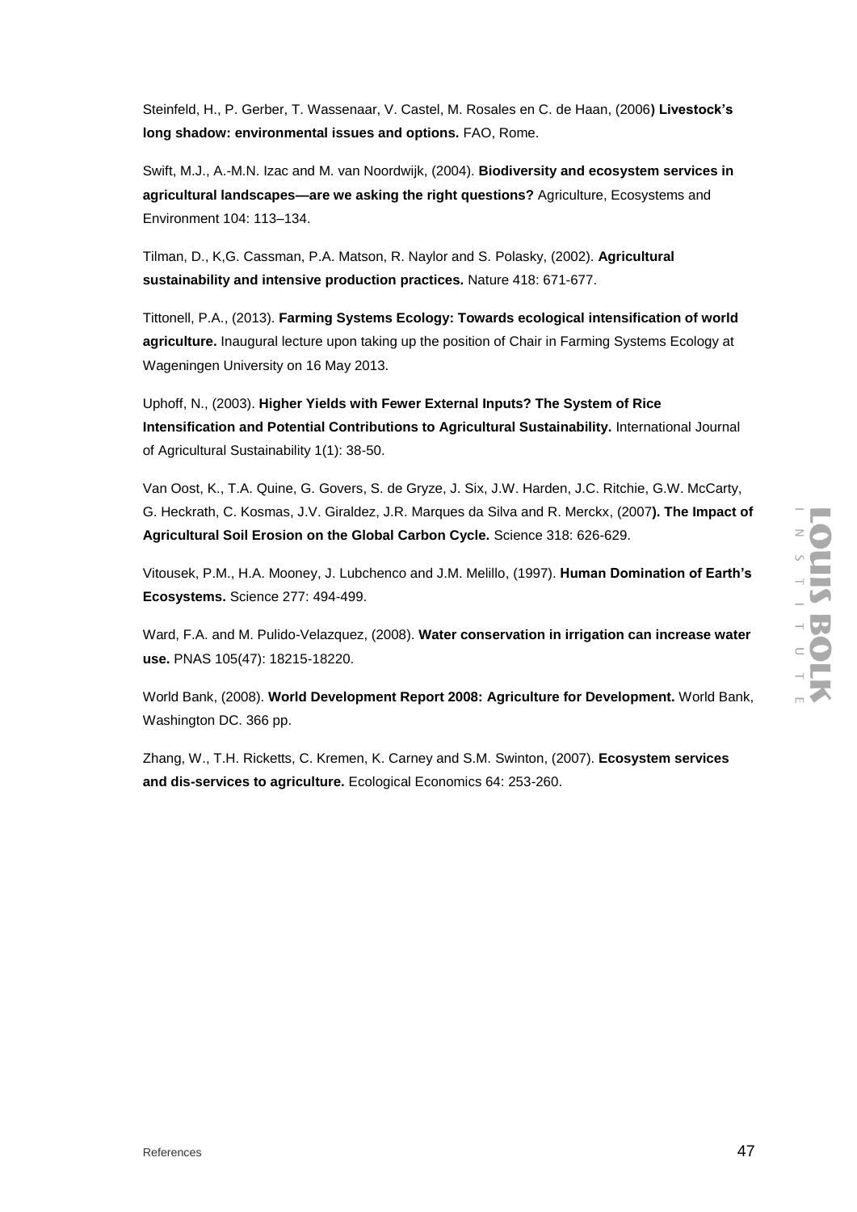Steinfeld, H., P. Gerber, T. Wassenaar, V. Castel, M. Rosales en C. de Haan, (2006**) Livestock's long shadow: environmental issues and options.** FAO, Rome.

Swift, M.J., A.-M.N. Izac and M. van Noordwijk, (2004). **Biodiversity and ecosystem services in agricultural landscapes—are we asking the right questions?** Agriculture, Ecosystems and Environment 104: 113–134.

Tilman, D., K,G. Cassman, P.A. Matson, R. Naylor and S. Polasky, (2002). **Agricultural sustainability and intensive production practices.** Nature 418: 671-677.

Tittonell, P.A., (2013). **Farming Systems Ecology: Towards ecological intensification of world agriculture.** Inaugural lecture upon taking up the position of Chair in Farming Systems Ecology at Wageningen University on 16 May 2013.

Uphoff, N., (2003). **Higher Yields with Fewer External Inputs? The System of Rice Intensification and Potential Contributions to Agricultural Sustainability.** International Journal of Agricultural Sustainability 1(1): 38-50.

Van Oost, K., T.A. Quine, G. Govers, S. de Gryze, J. Six, J.W. Harden, J.C. Ritchie, G.W. McCarty, G. Heckrath, C. Kosmas, J.V. Giraldez, J.R. Marques da Silva and R. Merckx, (2007**). The Impact of Agricultural Soil Erosion on the Global Carbon Cycle.** Science 318: 626-629.

Vitousek, P.M., H.A. Mooney, J. Lubchenco and J.M. Melillo, (1997). **Human Domination of Earth's Ecosystems.** Science 277: 494-499.

Ward, F.A. and M. Pulido-Velazquez, (2008). **Water conservation in irrigation can increase water use.** PNAS 105(47): 18215-18220.

World Bank, (2008). **World Development Report 2008: Agriculture for Development.** World Bank, Washington DC. 366 pp.

Zhang, W., T.H. Ricketts, C. Kremen, K. Carney and S.M. Swinton, (2007). **Ecosystem services and dis-services to agriculture.** Ecological Economics 64: 253-260.